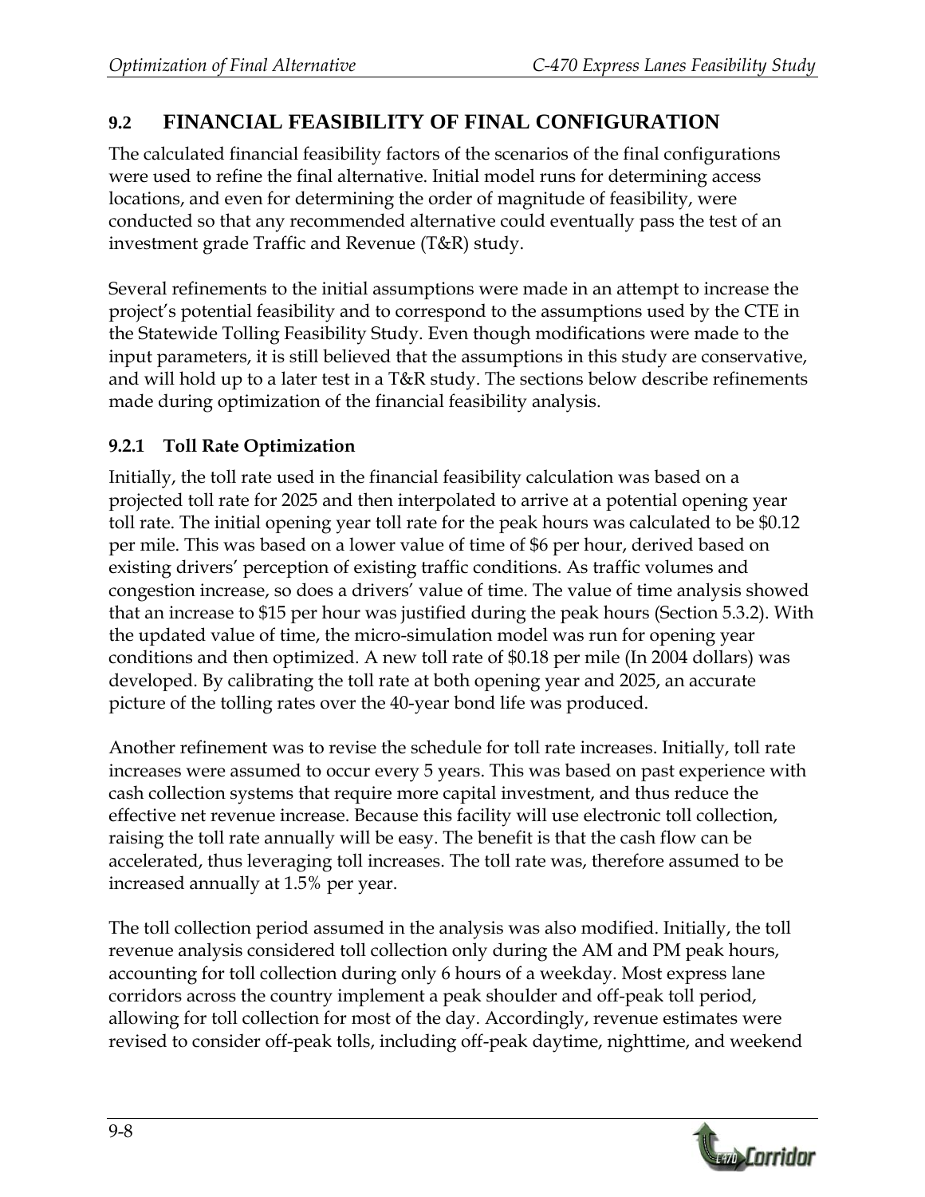## 9.2 FINANCIAL FEASIBILITY OF FINAL CONFIGURATION

The calculated financial feasibility factors of the scenarios of the final configurations were used to refine the final alternative. Initial model runs for determining access locations, and even for determining the order of magnitude of feasibility, were conducted so that any recommended alternative could eventually pass the test of an investment grade Traffic and Revenue (T&R) study.

Several refinements to the initial assumptions were made in an attempt to increase the project's potential feasibility and to correspond to the assumptions used by the CTE in the Statewide Tolling Feasibility Study. Even though modifications were made to the input parameters, it is still believed that the assumptions in this study are conservative, and will hold up to a later test in a T&R study. The sections below describe refinements made during optimization of the financial feasibility analysis.

### 9.2.1 Toll Rate Optimization

Initially, the toll rate used in the financial feasibility calculation was based on a projected toll rate for 2025 and then interpolated to arrive at a potential opening year toll rate. The initial opening year toll rate for the peak hours was calculated to be $0.12 per mile. This was based on a lower value of time of $6 per hour, derived based on existing drivers' perception of existing traffic conditions. As traffic volumes and congestion increase, so does a drivers' value of time. The value of time analysis showed that an increase to $15 per hour was justified during the peak hours (Section 5.3.2). With the updated value of time, the micro-simulation model was run for opening year conditions and then optimized. A new toll rate of $0.18 per mile (In 2004 dollars) was developed. By calibrating the toll rate at both opening year and 2025, an accurate picture of the tolling rates over the 40-year bond life was produced.

Another refinement was to revise the schedule for toll rate increases. Initially, toll rate increases were assumed to occur every 5 years. This was based on past experience with cash collection systems that require more capital investment, and thus reduce the effective net revenue increase. Because this facility will use electronic toll collection, raising the toll rate annually will be easy. The benefit is that the cash flow can be accelerated, thus leveraging toll increases. The toll rate was, therefore assumed to be increased annually at 1.5% per year.

The toll collection period assumed in the analysis was also modified. Initially, the toll revenue analysis considered toll collection only during the AM and PM peak hours, accounting for toll collection during only 6 hours of a weekday. Most express lane corridors across the country implement a peak shoulder and off-peak toll period, allowing for toll collection for most of the day. Accordingly, revenue estimates were revised to consider off-peak tolls, including off-peak daytime, nighttime, and weekend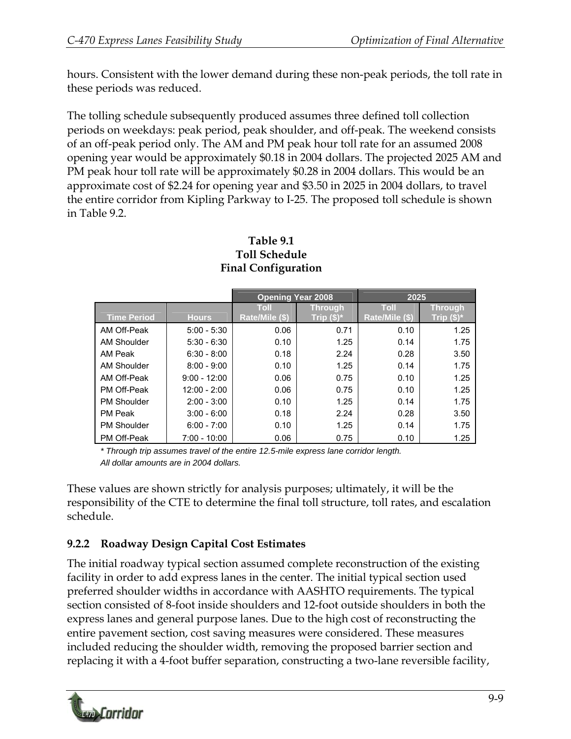hours. Consistent with the lower demand during these non-peak periods, the toll rate in these periods was reduced.

The tolling schedule subsequently produced assumes three defined toll collection periods on weekdays: peak period, peak shoulder, and off-peak. The weekend consists of an off-peak period only. The AM and PM peak hour toll rate for an assumed 2008 opening year would be approximately $0.18 in 2004 dollars. The projected 2025 AM and PM peak hour toll rate will be approximately $0.28 in 2004 dollars. This would be an approximate cost of $2.24 for opening year and $3.50 in 2025 in 2004 dollars, to travel the entire corridor from Kipling Parkway to I-25. The proposed toll schedule is shown in Table 9.2.

**Table 9.1**
**Toll Schedule**
**Final Configuration**

| | | Opening Year 2008 | | 2025 | |
|---|---|---|---|---|---|
| Time Period | Hours | Toll Rate/Mile ($) | Through Trip ($)* | Toll Rate/Mile ($) | Through Trip ($)* |
| AM Off-Peak | 5:00 - 5:30 | 0.06 | 0.71 | 0.10 | 1.25 |
| AM Shoulder | 5:30 - 6:30 | 0.10 | 1.25 | 0.14 | 1.75 |
| AM Peak | 6:30 - 8:00 | 0.18 | 2.24 | 0.28 | 3.50 |
| AM Shoulder | 8:00 - 9:00 | 0.10 | 1.25 | 0.14 | 1.75 |
| AM Off-Peak | 9:00 - 12:00 | 0.06 | 0.75 | 0.10 | 1.25 |
| PM Off-Peak | 12:00 - 2:00 | 0.06 | 0.75 | 0.10 | 1.25 |
| PM Shoulder | 2:00 - 3:00 | 0.10 | 1.25 | 0.14 | 1.75 |
| PM Peak | 3:00 - 6:00 | 0.18 | 2.24 | 0.28 | 3.50 |
| PM Shoulder | 6:00 - 7:00 | 0.10 | 1.25 | 0.14 | 1.75 |
| PM Off-Peak | 7:00 - 10:00 | 0.06 | 0.75 | 0.10 | 1.25 |

*\* Through trip assumes travel of the entire 12.5-mile express lane corridor length.*
*All dollar amounts are in 2004 dollars.*

These values are shown strictly for analysis purposes; ultimately, it will be the responsibility of the CTE to determine the final toll structure, toll rates, and escalation schedule.

### 9.2.2 Roadway Design Capital Cost Estimates

The initial roadway typical section assumed complete reconstruction of the existing facility in order to add express lanes in the center. The initial typical section used preferred shoulder widths in accordance with AASHTO requirements. The typical section consisted of 8-foot inside shoulders and 12-foot outside shoulders in both the express lanes and general purpose lanes. Due to the high cost of reconstructing the entire pavement section, cost saving measures were considered. These measures included reducing the shoulder width, removing the proposed barrier section and replacing it with a 4-foot buffer separation, constructing a two-lane reversible facility,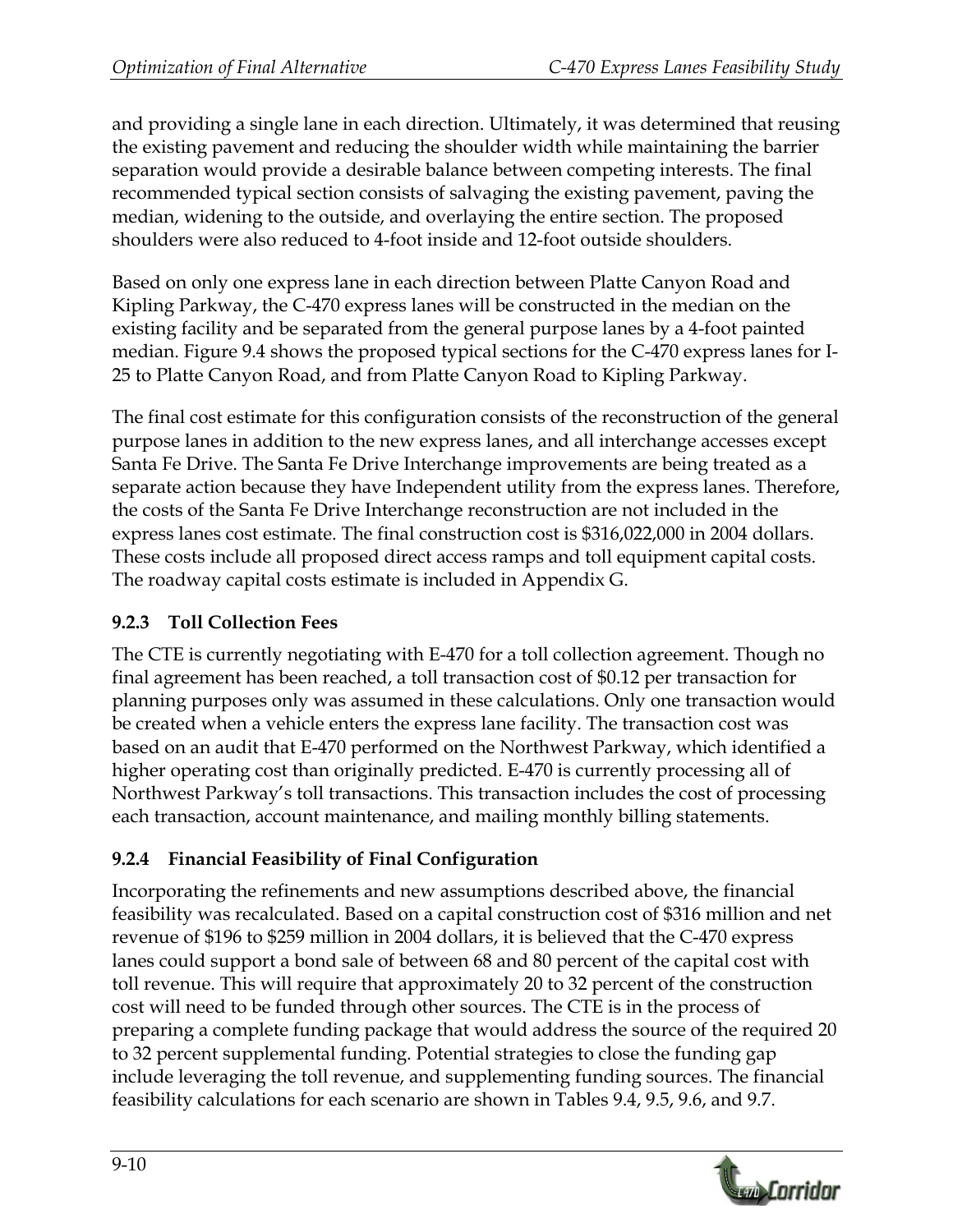and providing a single lane in each direction. Ultimately, it was determined that reusing the existing pavement and reducing the shoulder width while maintaining the barrier separation would provide a desirable balance between competing interests. The final recommended typical section consists of salvaging the existing pavement, paving the median, widening to the outside, and overlaying the entire section. The proposed shoulders were also reduced to 4-foot inside and 12-foot outside shoulders.

Based on only one express lane in each direction between Platte Canyon Road and Kipling Parkway, the C-470 express lanes will be constructed in the median on the existing facility and be separated from the general purpose lanes by a 4-foot painted median. Figure 9.4 shows the proposed typical sections for the C-470 express lanes for I-25 to Platte Canyon Road, and from Platte Canyon Road to Kipling Parkway.

The final cost estimate for this configuration consists of the reconstruction of the general purpose lanes in addition to the new express lanes, and all interchange accesses except Santa Fe Drive. The Santa Fe Drive Interchange improvements are being treated as a separate action because they have Independent utility from the express lanes. Therefore, the costs of the Santa Fe Drive Interchange reconstruction are not included in the express lanes cost estimate. The final construction cost is $316,022,000 in 2004 dollars. These costs include all proposed direct access ramps and toll equipment capital costs. The roadway capital costs estimate is included in Appendix G.

### 9.2.3 Toll Collection Fees

The CTE is currently negotiating with E-470 for a toll collection agreement. Though no final agreement has been reached, a toll transaction cost of $0.12 per transaction for planning purposes only was assumed in these calculations. Only one transaction would be created when a vehicle enters the express lane facility. The transaction cost was based on an audit that E-470 performed on the Northwest Parkway, which identified a higher operating cost than originally predicted. E-470 is currently processing all of Northwest Parkway's toll transactions. This transaction includes the cost of processing each transaction, account maintenance, and mailing monthly billing statements.

### 9.2.4 Financial Feasibility of Final Configuration

Incorporating the refinements and new assumptions described above, the financial feasibility was recalculated. Based on a capital construction cost of $316 million and net revenue of $196 to $259 million in 2004 dollars, it is believed that the C-470 express lanes could support a bond sale of between 68 and 80 percent of the capital cost with toll revenue. This will require that approximately 20 to 32 percent of the construction cost will need to be funded through other sources. The CTE is in the process of preparing a complete funding package that would address the source of the required 20 to 32 percent supplemental funding. Potential strategies to close the funding gap include leveraging the toll revenue, and supplementing funding sources. The financial feasibility calculations for each scenario are shown in Tables 9.4, 9.5, 9.6, and 9.7.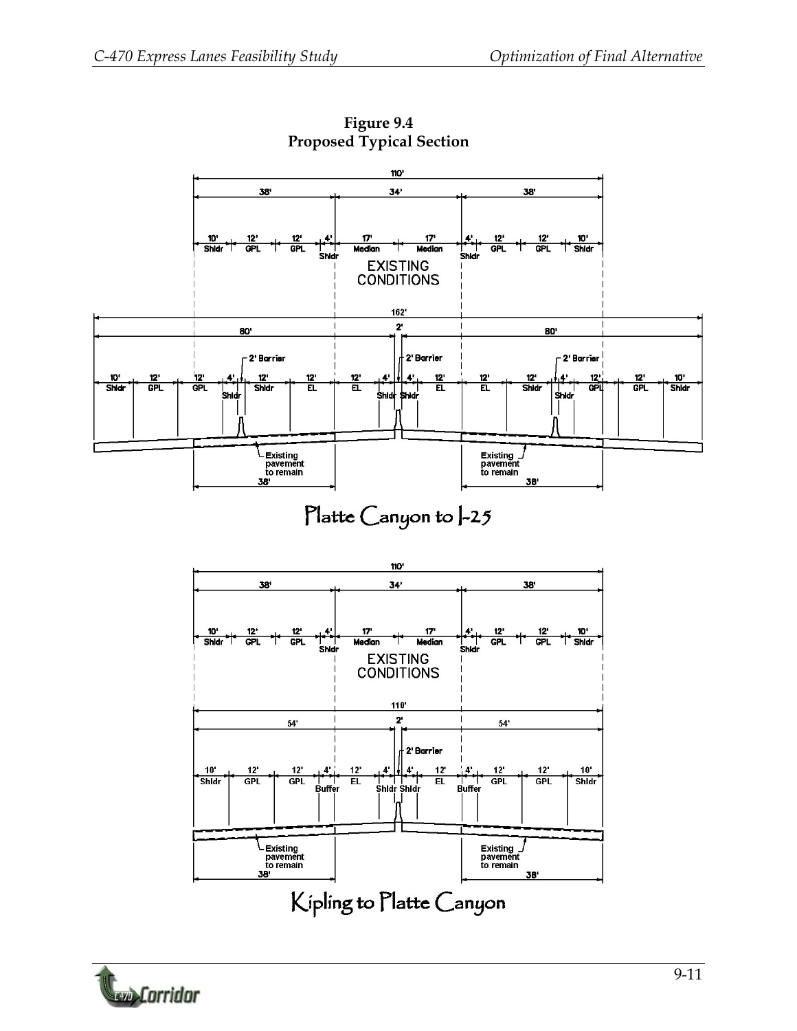**Figure 9.4**
**Proposed Typical Section**

110'

38' | 34' | 38'

10' Shldr | 12' GPL | 12' GPL | 4' Shldr | 17' Median | 17' Median | 4' Shldr | 12' GPL | 12' GPL | 10' Shldr

EXISTING CONDITIONS

162'

80' | 2' | 80'

2' Barrier | 2' Barrier | 2' Barrier

10' Shldr | 12' GPL | 12' GPL | 4' Shldr | 12' Shldr | 12' EL | 12' EL | 4' Shldr | 4' Shldr | 12' EL | 12' EL | 12' Shldr | 4' Shldr | 12' GPL | 12' GPL | 10' Shldr

Existing pavement to remain 38' | Existing pavement to remain 38'

Platte Canyon to I-25

110'

38' | 34' | 38'

10' Shldr | 12' GPL | 12' GPL | 4' Shldr | 17' Median | 17' Median | 4' Shldr | 12' GPL | 12' GPL | 10' Shldr

EXISTING CONDITIONS

110'

54' | 2' | 54'

2' Barrier

10' Shldr | 12' GPL | 12' GPL | 4' Buffer | 12' EL | 4' Shldr | 4' Shldr | 12' EL | 4' Buffer | 12' GPL | 12' GPL | 10' Shldr

Existing pavement to remain 38' | Existing pavement to remain 38'

Kipling to Platte Canyon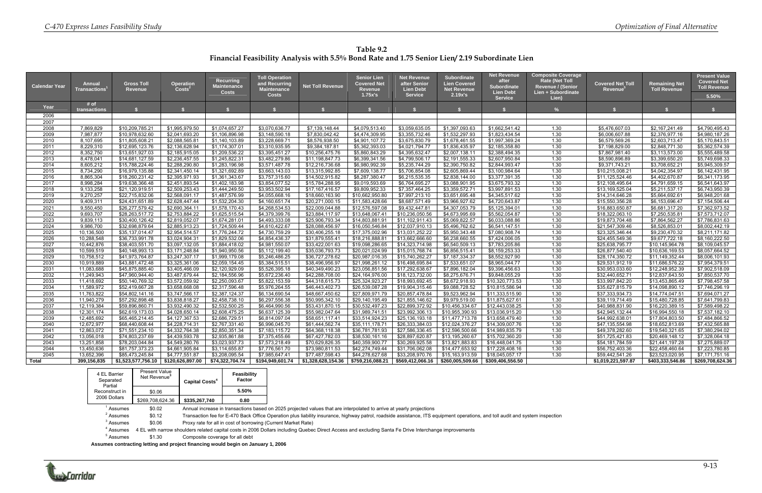**Table 9.2**
**Financial Feasibility Analysis with 5.5% Bond Rate and 1.75 Senior Lien/ 2.19 Subordinate Lien**

| Calendar Year | Annual Transactions[1] | Gross Toll Revenue | Operation Costs[2] | Recurring Maintenance Costs | Toll Operation and Recurring Maintenance Costs | Net Toll Revenue | Senior Lien Covered Net Revenue 1.75x's | Net Revenue after Senior Lien Debt Service | Subordinate Lien Covered Net Revenue 2.19x's | Net Revenue after Subordinate Lien Debt Service | Composite Coverage Rate (Net Toll Revenue / (Senior Lien + Subordinate Lien) | Covered Net Toll Revenue[5] | Remaining Net Toll Revenue | Present Value Covered Net Toll Revenue 5.50% |
|---|---|---|---|---|---|---|---|---|---|---|---|---|---|---|
| Year | # of transactions | $ | $ | $ | $ | $ | $ | $ | $ | $ | % | $ | $ | $ |
| 2006 | | | | | | | | | | | | | | |
| 2007 | | | | | | | | | | | | | | |
| 2008 | 7,869,829 | $10,209,785.21 | $1,995,979.50 | $1,074,657.27 | $3,070,636.77 | $7,139,148.44 | $4,079,513.40 | $3,059,635.05 | $1,397,093.63 | $1,662,541.42 | 1.30 | $5,476,607.03 | $2,167,241.49 | $4,790,495.43 |
| 2009 | 7,987,877 | $10,978,632.60 | $2,041,693.20 | $1,106,896.98 | $3,148,590.18 | $7,830,042.42 | $4,474,309.95 | $3,355,732.46 | $1,532,297.93 | $1,823,434.54 | 1.30 | $6,006,607.88 | $2,376,977.16 | $4,980,187.26 |
| 2010 | 8,107,695 | $11,805,608.21 | $2,088,565.81 | $1,140,103.89 | $3,228,669.71 | $8,576,938.50 | $4,901,107.72 | $3,675,830.79 | $1,678,461.55 | $1,997,369.24 | 1.30 | $6,579,569.26 | $2,603,713.47 | $5,170,843.51 |
| 2011 | 8,229,310 | $12,695,123.76 | $2,136,628.94 | $1,174,307.01 | $3,310,935.95 | $9,384,187.81 | $5,362,393.03 | $4,021,794.77 | $1,836,435.97 | $2,185,358.80 | 1.30 | $7,198,829.00 | $2,848,771.30 | $5,362,574.39 |
| 2012 | 8,352,750 | $13,651,927.03 | $2,185,915.05 | $1,209,536.22 | $3,395,451.27 | $10,256,475.76 | $5,860,843.29 | $4,395,632.47 | $2,007,138.11 | $2,388,494.35 | 1.30 | $7,867,981.40 | $3,113,573.00 | $5,555,489.58 |
| 2013 | 8,478,041 | $14,681,127.59 | $2,236,457.55 | $1,245,822.31 | $3,482,279.86 | $11,198,847.73 | $6,399,341.56 | $4,799,506.17 | $2,191,555.33 | $2,607,950.84 | 1.30 | $8,590,896.89 | $3,399,650.20 | $5,749,698.33 |
| 2014 | 8,605,212 | $15,788,224.46 | $2,288,290.80 | $1,283,196.98 | $3,571,487.78 | $12,216,736.68 | $6,980,992.39 | $5,235,744.29 | $2,390,750.82 | $2,844,993.47 | 1.30 | $9,371,743.21 | $3,708,652.21 | $5,945,309.57 |
| 2015 | 8,734,290 | $16,979,135.88 | $2,341,450.14 | $1,321,692.89 | $3,663,143.03 | $13,315,992.85 | $7,609,138.77 | $5,706,854.08 | $2,605,869.44 | $3,100,984.64 | 1.30 | $10,215,008.21 | $4,042,354.97 | $6,142,431.95 |
| 2016 | 8,865,304 | $18,260,231.42 | $2,395,971.93 | $1,361,343.67 | $3,757,315.60 | $14,502,915.82 | $8,287,380.47 | $6,215,535.35 | $2,838,144.00 | $3,377,391.35 | 1.30 | $11,125,524.46 | $4,402,670.87 | $6,341,173.95 |
| 2017 | 8,998,284 | $19,638,366.48 | $2,451,893.54 | $1,402,183.98 | $3,854,077.52 | $15,784,288.95 | $9,019,593.69 | $6,764,695.27 | $3,088,901.95 | $3,675,793.32 | 1.30 | $12,108,495.64 | $4,791,659.15 | $6,541,643.97 |
| 2018 | 9,133,258 | $21,120,919.51 | $2,509,253.43 | $1,444,249.50 | $3,953,502.94 | $17,167,416.57 | $9,809,952.33 | $7,357,464.25 | $3,359,572.71 | $3,997,891.53 | 1.30 | $13,169,525.04 | $5,211,537.17 | $6,743,950.39 |
| 2019 | 9,270,257 | $22,715,832.06 | $2,568,091.17 | $1,487,576.99 | $4,055,668.16 | $18,660,163.90 | $10,662,950.80 | $7,997,213.10 | $3,651,695.48 | $4,345,517.62 | 1.30 | $14,314,646.28 | $5,664,692.61 | $6,948,201.68 |
| 2020 | 9,409,311 | $24,431,651.89 | $2,628,447.44 | $1,532,204.30 | $4,160,651.74 | $20,271,000.15 | $11,583,428.66 | $8,687,571.49 | $3,966,927.62 | $4,720,643.87 | 1.30 | $15,550,356.28 | $6,153,696.47 | $7,154,506.44 |
| 2021 | 9,550,450 | $26,277,579.42 | $2,690,364.11 | $1,578,170.43 | $4,268,534.53 | $22,009,044.88 | $12,576,597.08 | $9,432,447.81 | $4,307,053.79 | $5,125,394.01 | 1.30 | $16,883,650.87 | $6,681,317.20 | $7,362,973.52 |
| 2022 | 9,693,707 | $28,263,517.72 | $2,753,884.22 | $1,625,515.54 | $4,379,399.76 | $23,884,117.97 | $13,648,067.41 | $10,236,050.56 | $4,673,995.69 | $5,562,054.87 | 1.30 | $18,322,063.10 | $7,250,535.81 | $7,573,712.07 |
| 2023 | 9,839,113 | $30,400,126.42 | $2,819,052.07 | $1,674,281.01 | $4,493,333.08 | $25,906,793.34 | $14,803,881.91 | $11,102,911.43 | $5,069,822.57 | $6,033,088.86 | 1.30 | $19,873,704.48 | $7,864,562.27 | $7,786,831.63 |
| 2024 | 9,986,700 | $32,698,879.64 | $2,885,913.23 | $1,724,509.44 | $4,610,422.67 | $28,088,456.97 | $16,050,546.84 | $12,037,910.13 | $5,496,762.62 | $6,541,147.51 | 1.30 | $21,547,309.46 | $8,526,853.01 | $8,002,442.19 |
| 2025 | 10,136,500 | $35,137,014.47 | $2,954,514.57 | $1,776,244.72 | $4,730,759.29 | $30,406,255.18 | $17,375,002.96 | $13,031,252.22 | $5,950,343.48 | $7,080,908.74 | 1.30 | $23,325,346.44 | $9,230,470.32 | $8,211,171.82 |
| 2026 | 10,288,548 | $36,733,991.78 | $3,024,904.31 | $1,829,532.06 | $4,854,436.37 | $31,879,555.41 | $18,216,888.81 | $13,662,666.60 | $6,238,660.55 | $7,424,006.05 | 1.30 | $24,455,549.36 | $9,677,722.18 | $8,160,222.50 |
| 2027 | 10,442,876 | $38,403,551.70 | $3,097,132.05 | $1,884,418.02 | $4,981,550.07 | $33,422,001.63 | $19,098,286.65 | $14,323,714.98 | $6,540,509.13 | $7,783,205.86 | 1.30 | $25,638,795.77 | $10,145,964.78 | $8,109,045.57 |
| 2028 | 10,599,519 | $40,148,993.13 | $3,171,248.84 | $1,940,950.56 | $5,112,199.40 | $35,036,793.73 | $20,021,024.99 | $15,015,768.74 | $6,856,515.41 | $8,159,253.33 | 1.30 | $26,877,540.40 | $10,636,169.53 | $8,057,664.52 |
| 2029 | 10,758,512 | $41,973,764.87 | $3,247,307.17 | $1,999,179.08 | $5,246,486.25 | $36,727,278.62 | $20,987,016.35 | $15,740,262.27 | $7,187,334.37 | $8,552,927.90 | 1.30 | $28,174,350.72 | $11,149,352.44 | $8,006,101.93 |
| 2030 | 10,919,889 | $43,881,472.48 | $3,325,361.06 | $2,059,154.45 | $5,384,515.51 | $38,496,956.97 | $21,998,261.12 | $16,498,695.84 | $7,533,651.07 | $8,965,044.77 | 1.30 | $29,531,912.19 | $11,686,576.22 | $7,954,379.51 |
| 2031 | 11,083,688 | $45,875,885.40 | $3,405,466.09 | $2,120,929.09 | $5,526,395.18 | $40,349,490.23 | $23,056,851.56 | $17,292,638.67 | $7,896,182.04 | $9,396,456.63 | 1.30 | $30,953,033.60 | $12,248,952.39 | $7,902,518.09 |
| 2032 | 11,249,943 | $47,960,944.40 | $3,487,679.44 | $2,184,556.96 | $5,672,236.40 | $42,288,708.00 | $24,164,976.00 | $18,123,732.00 | $8,275,676.71 | $9,848,055.29 | 1.30 | $32,440,652.71 | $12,837,643.50 | $7,850,537.70 |
| 2033 | 11,418,692 | $50,140,769.32 | $3,572,059.92 | $2,250,093.67 | $5,822,153.59 | $44,318,615.73 | $25,324,923.27 | $18,993,692.45 | $8,672,918.93 | $10,320,773.53 | 1.30 | $33,997,842.20 | $13,453,865.49 | $7,798,457.58 |
| 2034 | 11,589,972 | $52,419,667.28 | $3,658,668.08 | $2,317,596.48 | $5,976,264.55 | $46,443,402.73 | $26,539,087.28 | $19,904,315.46 | $9,088,728.52 | $10,815,586.94 | 1.30 | $35,627,815.79 | $14,098,890.12 | $7,746,296.19 |
| 2035 | 11,763,822 | $54,802,141.16 | $3,747,566.17 | $2,387,124.37 | $6,134,690.54 | $48,667,450.62 | $27,809,971.79 | $20,857,478.84 | $9,523,962.94 | $11,333,515.90 | 1.30 | $37,333,934.73 | $14,774,047.51 | $7,694,071.27 |
| 2036 | 11,940,279 | $57,292,898.48 | $3,838,818.27 | $2,458,738.10 | $6,297,556.38 | $50,995,342.10 | $29,140,195.49 | $21,855,146.62 | $9,979,519.00 | $11,875,627.61 | 1.30 | $39,119,714.49 | $15,480,728.85 | $7,641,799.83 |
| 2037 | 12,119,384 | $59,896,860.71 | $3,932,490.32 | $2,532,500.25 | $6,464,990.56 | $53,431,870.15 | $30,532,497.23 | $22,899,372.92 | $10,456,334.67 | $12,443,038.25 | 1.30 | $40,988,831.90 | $16,220,389.15 | $7,589,498.22 |
| 2038 | 12,301,174 | $62,619,173.03 | $4,028,650.14 | $2,608,475.25 | $6,637,125.39 | $55,982,047.64 | $31,989,741.51 | $23,992,306.13 | $10,955,390.93 | $13,036,915.20 | 1.30 | $42,945,132.44 | $16,994,550.18 | $7,537,182.10 |
| 2039 | 12,485,692 | $65,465,214.45 | $4,127,367.53 | $2,686,729.51 | $6,814,097.04 | $58,651,117.41 | $33,514,924.23 | $25,136,193.18 | $11,477,713.78 | $13,658,479.40 | 1.30 | $44,992,638.01 | $17,804,803.50 | $7,484,866.52 |
| 2040 | 12,672,977 | $68,440,608.44 | $4,228,714.31 | $2,767,331.40 | $6,996,045.70 | $61,444,562.74 | $35,111,178.71 | $26,333,384.03 | $12,024,376.27 | $14,309,007.76 | 1.30 | $47,135,554.98 | $18,652,813.69 | $7,432,565.88 |
| 2041 | 12,863,072 | $71,551,234.10 | $4,332,764.38 | $2,850,351.34 | $7,183,115.72 | $64,368,118.38 | $36,781,781.93 | $27,586,336.45 | $12,596,500.66 | $14,989,835.79 | 1.30 | $49,378,282.60 | $19,540,321.65 | $7,380,294.02 |
| 2042 | 13,056,018 | $74,803,237.69 | $4,439,593.78 | $2,935,861.88 | $7,375,455.66 | $67,427,782.03 | $38,530,161.16 | $28,897,620.87 | $13,195,260.67 | $15,702,360.20 | 1.30 | $51,725,421.83 | $20,469,148.12 | $7,328,064.18 |
| 2043 | 13,251,858 | $78,203,044.84 | $4,549,280.76 | $3,023,937.73 | $7,573,218.49 | $70,629,826.35 | $40,359,900.77 | $30,269,925.58 | $13,821,883.83 | $16,448,041.75 | 1.30 | $54,181,784.59 | $21,441,197.28 | $7,275,889.07 |
| 2044 | 13,450,636 | $81,757,373.23 | $4,661,905.84 | $3,114,655.87 | $7,776,561.70 | $73,980,811.53 | $42,274,749.44 | $31,706,062.08 | $14,477,653.92 | $17,228,408.16 | 1.30 | $56,752,403.36 | $22,458,460.64 | $7,223,780.85 |
| 2045 | 13,652,396 | $85,473,245.84 | $4,777,551.87 | $3,208,095.54 | $7,985,647.41 | $77,487,598.43 | $44,278,627.68 | $33,208,970.76 | $15,163,913.59 | $18,045,057.17 | 1.30 | $59,442,541.26 | $23,523,020.95 | $7,171,751.16 |
| **Total** | **399,156,835** | **$1,523,577,756.10** | **$120,626,897.00** | **$74,322,704.74** | **$194,949,601.74** | **$1,328,628,154.36** | **$759,216,088.21** | **$569,412,066.16** | **$260,005,509.66** | **$309,406,556.50** | | **$1,019,221,597.87** | **$403,333,546.86** | **$269,708,624.36** |

| 4 EL Barrier Separated Partial Reconstruct in 2006 Dollars | Present Value Net Revenue[3] | Capital Costs[4] | Feasibility Factor |
|---|---|---|---|
| | $0.06 | | 5.50% |
| | $269,708,624.36 | $335,267,740 | 0.80 |

[1] Assumes $0.02 Annual increase in transactions based on 2025 projected values that are interpolated to arrive at yearly projections

[2] Assumes $0.12 Transaction fee for E-470 Back Office Operation plus liability insurance, highway patrol, roadside assistance, ITS equipment operations, and toll audit and system inspection

[3] Assumes $0.06 Proxy rate for all in cost of borrowing (Current Market Rate)

[4] Assumes 4 EL with narrow shoulders related capital costs in 2006 Dollars including Quebec Direct Access and excluding Santa Fe Drive Interchange improvements

[5] Assumes $1.30 Composite coverage for all debt

**Assumes contracting letting and project financing would begin on January 1, 2006**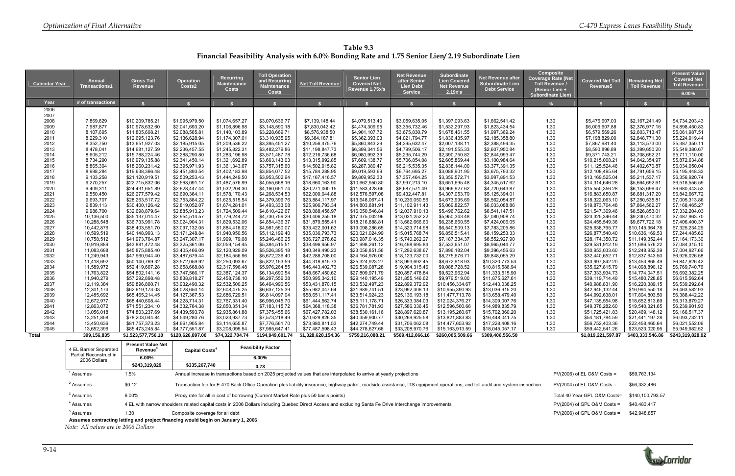**Table 9.3**
**Financial Feasibility Analysis with 6.0% Bonding Rate and 1.75 Senior Lien/ 2.19 Subordinate Lien**

| Calendar Year | Annual Transactions1 | Gross Toll Revenue | Operation Costs2 | Recurring Maintenance Costs | Toll Operation and Recurring Maintenance Costs | Net Toll Revenue | Senior Lien Covered Net Revenue 1.75x's | Net Revenue after Senior Lien Debt Service | Subordinate Lien Covered Net Revenue 2.19x's | Net Revenue after Subordinate Lien Debt Service | Composite Coverage Rate (Net Toll Revenue / (Senior Lien + Subordinate Lien) | Covered Net Toll Revenue5 | Remaining Net Toll Revenue | Present Value Covered Net Toll Revenue 6.00% |
|---|---|---|---|---|---|---|---|---|---|---|---|---|---|---|
| Year | # of transactions | $ | $ | $ | $ | $ | $ | $ | $ | $ | % | $ | $ | $ |
| 2006 | | | | | | | | | | | | | | |
| 2007 | | | | | | | | | | | | | | |
| 2008 | 7,869,829 | $10,209,785.21 | $1,995,979.50 | $1,074,657.27 | $3,070,636.77 | $7,139,148.44 | $4,079,513.40 | $3,059,635.05 | $1,397,093.63 | $1,662,541.42 | 1.30 | $5,476,607.03 | $2,167,241.49 | $4,734,203.43 |
| 2009 | 7,987,877 | $10,978,632.60 | $2,041,693.20 | $1,106,896.98 | $3,148,590.18 | $7,830,042.42 | $4,474,309.95 | $3,355,732.46 | $1,532,297.93 | $1,823,434.54 | 1.30 | $6,006,607.88 | $2,376,977.16 | $4,898,450.83 |
| 2010 | 8,107,695 | $11,805,608.21 | $2,088,565.81 | $1,140,103.89 | $3,228,669.71 | $8,576,938.50 | $4,901,107.72 | $3,675,830.79 | $1,678,461.55 | $1,997,369.24 | 1.30 | $6,579,569.26 | $2,603,713.47 | $5,061,987.51 |
| 2011 | 8,229,310 | $12,695,123.76 | $2,136,628.94 | $1,174,307.01 | $3,310,935.95 | $9,384,187.81 | $5,362,393.03 | $4,021,794.77 | $1,836,435.97 | $2,185,358.80 | 1.30 | $7,198,829.00 | $2,848,771.30 | $5,224,919.44 |
| 2012 | 8,352,750 | $13,651,927.03 | $2,185,915.05 | $1,209,536.22 | $3,395,451.27 | $10,256,475.76 | $5,860,843.29 | $4,395,632.47 | $2,007,138.11 | $2,388,494.35 | 1.30 | $7,867,981.40 | $3,113,573.00 | $5,387,350.11 |
| 2013 | 8,478,041 | $14,681,127.59 | $2,236,457.55 | $1,245,822.31 | $3,482,279.86 | $11,198,847.73 | $6,399,341.56 | $4,799,506.17 | $2,191,555.33 | $2,607,950.84 | 1.30 | $8,590,896.89 | $3,399,650.20 | $5,549,380.67 |
| 2014 | 8,605,212 | $15,788,224.46 | $2,288,290.80 | $1,283,196.98 | $3,571,487.78 | $12,216,736.68 | $6,980,992.39 | $5,235,744.29 | $2,390,750.82 | $2,844,993.47 | 1.30 | $9,371,743.21 | $3,708,652.21 | $5,711,110.00 |
| 2015 | 8,734,290 | $16,979,135.88 | $2,341,450.14 | $1,321,692.89 | $3,663,143.03 | $13,315,992.85 | $7,609,138.77 | $5,706,854.08 | $2,605,869.44 | $3,100,984.64 | 1.30 | $10,215,008.21 | $4,042,354.97 | $5,872,634.88 |
| 2016 | 8,865,304 | $18,260,231.42 | $2,395,971.93 | $1,361,343.67 | $3,757,315.60 | $14,502,915.82 | $8,287,380.47 | $6,215,535.35 | $2,838,144.00 | $3,377,391.35 | 1.30 | $11,125,524.46 | $4,402,670.87 | $6,034,050.04 |
| 2017 | 8,998,284 | $19,638,366.48 | $2,451,893.54 | $1,402,183.98 | $3,854,077.52 | $15,784,288.95 | $9,019,593.69 | $6,764,695.27 | $3,088,901.95 | $3,675,793.32 | 1.30 | $12,108,495.64 | $4,791,659.15 | $6,195,448.33 |
| 2018 | 9,133,258 | $21,120,919.51 | $2,509,253.43 | $1,444,249.50 | $3,953,502.94 | $17,167,416.57 | $9,809,952.33 | $7,357,464.25 | $3,359,572.71 | $3,997,891.53 | 1.30 | $13,169,525.04 | $5,211,537.17 | $6,356,920.74 |
| 2019 | 9,270,257 | $22,715,832.06 | $2,568,091.17 | $1,487,576.99 | $4,055,668.16 | $18,660,163.90 | $10,662,950.80 | $7,997,213.10 | $3,651,695.48 | $4,345,517.62 | 1.30 | $14,314,646.28 | $5,664,692.61 | $6,518,556.59 |
| 2020 | 9,409,311 | $24,431,651.89 | $2,628,447.44 | $1,532,204.30 | $4,160,651.74 | $20,271,000.15 | $11,583,428.66 | $8,687,571.49 | $3,966,927.62 | $4,720,643.87 | 1.30 | $15,550,356.28 | $6,153,696.47 | $6,680,443.53 |
| 2021 | 9,550,450 | $26,277,579.42 | $2,690,364.11 | $1,578,170.43 | $4,268,534.53 | $22,009,044.88 | $12,576,597.08 | $9,432,447.81 | $4,307,053.79 | $5,125,394.01 | 1.30 | $16,883,650.87 | $6,681,317.20 | $6,842,667.72 |
| 2022 | 9,693,707 | $28,263,517.72 | $2,753,884.22 | $1,625,515.54 | $4,379,399.76 | $23,884,117.97 | $13,648,067.41 | $10,236,050.56 | $4,673,995.69 | $5,562,054.87 | 1.30 | $18,322,063.10 | $7,250,535.81 | $7,005,313.86 |
| 2023 | 9,839,113 | $30,400,126.42 | $2,819,052.07 | $1,674,281.01 | $4,493,333.08 | $25,906,793.34 | $14,803,881.91 | $11,102,911.43 | $5,069,822.57 | $6,033,088.86 | 1.30 | $19,873,704.48 | $7,864,562.27 | $7,168,465.27 |
| 2024 | 9,986,700 | $32,698,879.64 | $2,885,913.23 | $1,724,509.44 | $4,610,422.67 | $28,088,456.97 | $16,050,546.84 | $12,037,910.13 | $5,496,762.62 | $6,541,147.51 | 1.30 | $21,547,309.46 | $8,526,853.01 | $7,332,204.03 |
| 2025 | 10,136,500 | $35,137,014.47 | $2,954,514.57 | $1,776,244.72 | $4,730,759.29 | $30,406,255.18 | $17,375,002.96 | $13,031,252.22 | $5,950,343.48 | $7,080,908.74 | 1.30 | $23,325,346.44 | $9,230,470.32 | $7,487,963.70 |
| 2026 | 10,288,548 | $36,733,991.78 | $3,024,904.31 | $1,829,532.06 | $4,854,436.37 | $31,879,555.41 | $18,216,888.81 | $13,662,666.60 | $6,238,660.55 | $7,424,006.05 | 1.30 | $24,455,549.36 | $9,677,722.18 | $7,406,400.37 |
| 2027 | 10,442,876 | $38,403,551.70 | $3,097,132.05 | $1,884,418.02 | $4,981,550.07 | $33,422,001.63 | $19,098,286.65 | $14,323,714.98 | $6,540,509.13 | $7,783,205.86 | 1.30 | $25,638,795.77 | $10,145,964.78 | $7,325,234.29 |
| 2028 | 10,599,519 | $40,148,993.13 | $3,171,248.84 | $1,940,950.56 | $5,112,199.40 | $35,036,793.73 | $20,021,024.99 | $15,015,768.74 | $6,856,515.41 | $8,159,253.33 | 1.30 | $26,877,540.40 | $10,636,169.53 | $7,244,485.62 |
| 2029 | 10,758,512 | $41,973,764.87 | $3,247,307.17 | $1,999,179.08 | $5,246,486.25 | $36,727,278.62 | $20,987,016.35 | $15,740,262.27 | $7,187,334.37 | $8,552,927.90 | 1.30 | $28,174,350.72 | $11,149,352.44 | $7,164,173.30 |
| 2030 | 10,919,889 | $43,881,472.48 | $3,325,361.06 | $2,059,154.45 | $5,384,515.51 | $38,496,956.97 | $21,998,261.12 | $16,498,695.84 | $7,533,651.07 | $8,965,044.77 | 1.30 | $29,531,912.19 | $11,686,576.22 | $7,084,315.10 |
| 2031 | 11,083,688 | $45,875,885.40 | $3,405,466.09 | $2,120,929.09 | $5,526,395.18 | $40,349,490.23 | $23,056,851.56 | $17,292,638.67 | $7,896,182.04 | $9,396,456.63 | 1.30 | $30,953,033.60 | $12,248,952.39 | $7,004,927.66 |
| 2032 | 11,249,943 | $47,960,944.40 | $3,487,679.44 | $2,184,556.96 | $5,672,236.40 | $42,288,708.00 | $24,164,976.00 | $18,123,732.00 | $8,275,676.71 | $9,848,055.29 | 1.30 | $32,440,652.71 | $12,837,643.50 | $6,926,026.58 |
| 2033 | 11,418,692 | $50,140,769.32 | $3,572,059.92 | $2,250,093.67 | $5,822,153.59 | $44,318,615.73 | $25,324,923.27 | $18,993,692.45 | $8,672,918.93 | $10,320,773.53 | 1.30 | $33,997,842.20 | $13,453,865.49 | $6,847,626.42 |
| 2034 | 11,589,972 | $52,419,667.28 | $3,658,668.08 | $2,317,596.48 | $5,976,264.55 | $46,443,402.73 | $26,539,087.28 | $19,904,315.46 | $9,088,728.52 | $10,815,586.94 | 1.30 | $35,627,815.79 | $14,098,890.12 | $6,769,740.76 |
| 2035 | 11,763,822 | $54,802,141.16 | $3,747,566.17 | $2,387,124.37 | $6,134,690.54 | $48,667,450.62 | $27,809,971.79 | $20,857,478.84 | $9,523,962.94 | $11,333,515.90 | 1.30 | $37,333,934.73 | $14,774,047.51 | $6,692,382.25 |
| 2036 | 11,940,279 | $57,292,898.48 | $3,838,818.27 | $2,458,738.10 | $6,297,556.38 | $50,995,342.10 | $29,140,195.49 | $21,855,146.62 | $9,979,519.00 | $11,875,627.61 | 1.30 | $39,119,714.49 | $15,480,728.85 | $6,615,562.64 |
| 2037 | 12,119,384 | $59,896,860.71 | $3,932,490.32 | $2,532,500.25 | $6,464,990.56 | $53,431,870.15 | $30,532,497.23 | $22,899,372.92 | $10,456,334.67 | $12,443,038.25 | 1.30 | $40,988,831.90 | $16,220,389.15 | $6,539,292.84 |
| 2038 | 12,301,174 | $62,619,173.03 | $4,028,650.14 | $2,608,475.25 | $6,637,125.39 | $55,982,047.64 | $31,989,741.51 | $23,992,306.13 | $10,955,390.93 | $13,036,915.20 | 1.30 | $42,945,132.44 | $16,994,550.18 | $6,463,582.93 |
| 2039 | 12,485,692 | $65,465,214.45 | $4,127,367.53 | $2,686,729.51 | $6,814,097.04 | $58,651,117.41 | $33,514,924.23 | $25,136,193.18 | $11,477,713.78 | $13,658,479.40 | 1.30 | $44,992,638.01 | $17,804,803.50 | $6,388,442.22 |
| 2040 | 12,672,977 | $68,440,608.44 | $4,228,714.31 | $2,767,331.40 | $6,996,045.70 | $61,444,562.74 | $35,111,178.71 | $26,333,384.03 | $12,024,376.27 | $14,309,007.76 | 1.30 | $47,135,554.98 | $18,652,813.69 | $6,313,879.27 |
| 2041 | 12,863,072 | $71,551,234.10 | $4,332,764.38 | $2,850,351.34 | $7,183,115.72 | $64,368,118.38 | $36,781,781.93 | $27,586,336.45 | $12,596,500.66 | $14,989,835.79 | 1.30 | $49,378,282.60 | $19,540,321.65 | $6,239,901.93 |
| 2042 | 13,056,018 | $74,803,237.69 | $4,439,593.78 | $2,935,861.88 | $7,375,455.66 | $67,427,782.03 | $38,530,161.16 | $28,897,620.87 | $13,195,260.67 | $15,702,360.20 | 1.30 | $51,725,421.83 | $20,469,148.12 | $6,166,517.37 |
| 2043 | 13,251,858 | $78,203,044.84 | $4,549,280.76 | $3,023,937.73 | $7,573,218.49 | $70,629,826.35 | $40,359,900.77 | $30,269,925.58 | $13,821,883.83 | $16,448,041.75 | 1.30 | $54,181,784.59 | $21,441,197.28 | $6,093,732.11 |
| 2044 | 13,450,636 | $81,757,373.23 | $4,661,905.84 | $3,114,655.87 | $7,776,561.70 | $73,980,811.53 | $42,274,749.44 | $31,706,062.08 | $14,477,653.92 | $17,228,408.16 | 1.30 | $56,752,403.36 | $22,458,460.64 | $6,021,552.06 |
| 2045 | 13,652,396 | $85,473,245.84 | $4,777,551.87 | $3,208,095.54 | $7,985,647.41 | $77,487,598.43 | $44,278,627.68 | $33,208,970.76 | $15,163,913.59 | $18,045,057.17 | 1.30 | $59,442,541.26 | $23,523,020.95 | $5,949,982.52 |
| **Total** | 399,156,835 | $1,523,577,756.10 | $120,626,897.00 | $74,322,704.74 | $194,949,601.74 | $1,328,628,154.36 | $759,216,088.21 | $569,412,066.16 | $260,005,509.66 | $309,406,556.50 | | $1,019,221,597.87 | $403,333,546.86 | $243,319,828.92 |

| 4 EL Barrier Separated Partial Reconstruct in 2006 Dollars | Present Value Net Revenue[3] | Capital Costs[4] | Feasibility Factor |
|---|---|---|---|
| | 6.00% | | 6.00% |
| | $243,319,829 | $335,267,740 | 0.73 |

[1] Assumes 1.5% Annual increase in transactions based on 2025 projected values that are interpolated to arrive at yearly projections

[2] Assumes $0.12 Transaction fee for E-470 Back Office Operation plus liability insurance, highway patrol, roadside assistance, ITS equipment operations, and toll audit and system inspection

[3] Assumes 6.00% Proxy rate for all in cost of borrowing (Current Market Rate plus 50 basis points)

[4] Assumes 4 EL with narrow shoulders related capital costs in 2006 Dollars including Quebec Direct Access and excluding Santa Fe Drive Interchange improvements

[5] Assumes 1.30 Composite coverage for all debt

**Assumes contracting letting and project financing would begin on January 1, 2006**

| | |
|---|---|
| PV(2006) of EL O&M Costs = | $59,763,134 |
| PV(2004) of EL O&M Costs = | $56,332,486 |
| Total 40 Year GPL O&M Costs= | $140,100,793.57 |
| PV(2004) of GPL O&M Costs = | $40,483,417 |
| PV(2006) of GPL O&M Costs = | $42,948,857 |

*Note: All values are in 2006 Dollars*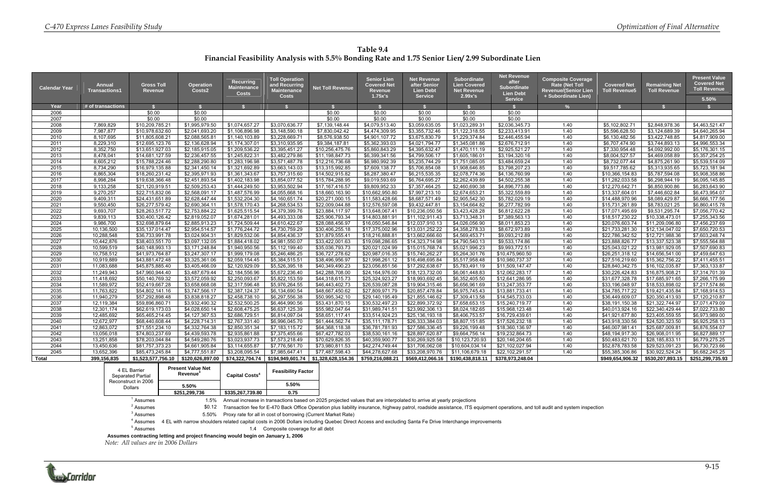**Table 9.4**
**Financial Feasibility Analysis with 5.5% Bonding Rate and 1.75 Senior Lien/ 2.99 Subordinate Lien**

| Calendar Year | Annual Transactions1 | Gross Toll Revenue | Operation Costs2 | Recurring Maintenance Costs | Toll Operation and Recurring Maintenance Costs | Net Toll Revenue | Senior Lien Covered Net Revenue 1.75x's | Net Revenue after Senior Lien Debt Service | Subordinate Lien Covered Net Revenue 2.99x's | Net Revenue after Subordinate Lien Debt Service | Composite Coverage Rate (Net Toll Revenue/(Senior Lien + Subordinate Lien) | Covered Net Toll Revenue5 | Remaining Net Toll Revenue | Present Value Covered Net Toll Revenue 5.50% |
|---|---|---|---|---|---|---|---|---|---|---|---|---|---|---|
| Year | # of transactions | $ | $ | $ | $ | $ | $ | $ | $ | $ | % | $ | $ | $ |
| 2006 | | $0.00 | $0.00 | | | $0.00 | $0.00 | $0.00 | $0.00 | $0.00 | | | | |
| 2007 | | $0.00 | $0.00 | | | $0.00 | $0.00 | $0.00 | $0.00 | $0.00 | | | | |
| 2008 | 7,869,829 | $10,209,785.21 | $1,995,979.50 | $1,074,657.27 | $3,070,636.77 | $7,139,148.44 | $4,079,513.40 | $3,059,635.05 | $1,023,289.31 | $2,036,345.73 | 1.40 | $5,102,802.71 | $2,848,978.36 | $4,463,521.47 |
| 2009 | 7,987,877 | $10,978,632.60 | $2,041,693.20 | $1,106,896.98 | $3,148,590.18 | $7,830,042.42 | $4,474,309.95 | $3,355,732.46 | $1,122,318.55 | $2,233,413.91 | 1.40 | $5,596,628.50 | $3,124,689.39 | $4,640,265.94 |
| 2010 | 8,107,695 | $11,805,608.21 | $2,088,565.81 | $1,140,103.89 | $3,228,669.71 | $8,576,938.50 | $4,901,107.72 | $3,675,830.79 | $1,229,374.84 | $2,446,455.94 | 1.40 | $6,130,482.56 | $3,422,748.85 | $4,817,909.00 |
| 2011 | 8,229,310 | $12,695,123.76 | $2,136,628.94 | $1,174,307.01 | $3,310,935.95 | $9,384,187.81 | $5,362,393.03 | $4,021,794.77 | $1,345,081.86 | $2,676,712.91 | 1.40 | $6,707,474.90 | $3,744,893.13 | $4,996,553.34 |
| 2012 | 8,352,750 | $13,651,927.03 | $2,185,915.05 | $1,209,536.22 | $3,395,451.27 | $10,256,475.76 | $5,860,843.29 | $4,395,632.47 | $1,470,111.19 | $2,925,521.27 | 1.40 | $7,330,954.48 | $4,092,992.00 | $5,176,301.15 |
| 2013 | 8,478,041 | $14,681,127.59 | $2,236,457.55 | $1,245,822.31 | $3,482,279.86 | $11,198,847.73 | $6,399,341.56 | $4,799,506.17 | $1,605,186.01 | $3,194,320.16 | 1.40 | $8,004,527.57 | $4,469,058.89 | $5,357,264.25 |
| 2014 | 8,605,212 | $15,788,224.46 | $2,288,290.80 | $1,283,196.98 | $3,571,487.78 | $12,216,736.68 | $6,980,992.39 | $5,235,744.29 | $1,751,085.05 | $3,484,659.24 | 1.40 | $8,732,077.44 | $4,875,261.90 | $5,539,514.09 |
| 2015 | 8,734,290 | $16,979,135.88 | $2,341,450.14 | $1,321,692.89 | $3,663,143.03 | $13,315,992.85 | $7,609,138.77 | $5,706,854.08 | $1,908,646.85 | $3,798,207.23 | 1.40 | $9,517,785.62 | $5,313,935.65 | $5,723,181.94 |
| 2016 | 8,865,304 | $18,260,231.42 | $2,395,971.93 | $1,361,343.67 | $3,757,315.60 | $14,502,915.82 | $8,287,380.47 | $6,215,535.35 | $2,078,774.36 | $4,136,760.99 | 1.40 | $10,366,154.83 | $5,787,594.08 | $5,908,358.86 |
| 2017 | 8,998,284 | $19,638,366.48 | $2,451,893.54 | $1,402,183.98 | $3,854,077.52 | $15,784,288.95 | $9,019,593.69 | $6,764,695.27 | $2,262,439.89 | $4,502,255.38 | 1.40 | $11,282,033.58 | $6,298,944.19 | $6,095,145.85 |
| 2018 | 9,133,258 | $21,120,919.51 | $2,509,253.43 | $1,444,249.50 | $3,953,502.94 | $17,167,416.57 | $9,809,952.33 | $7,357,464.25 | $2,460,690.38 | $4,896,773.86 | 1.40 | $12,270,642.71 | $6,850,900.86 | $6,283,643.90 |
| 2019 | 9,270,257 | $22,715,832.06 | $2,568,091.17 | $1,487,576.99 | $4,055,668.16 | $18,660,163.90 | $10,662,950.80 | $7,997,213.10 | $2,674,653.21 | $5,322,559.89 | 1.40 | $13,337,604.01 | $7,446,602.84 | $6,473,954.07 |
| 2020 | 9,409,311 | $24,431,651.89 | $2,628,447.44 | $1,532,204.30 | $4,160,651.74 | $20,271,000.15 | $11,583,428.66 | $8,687,571.49 | $2,905,542.30 | $5,782,029.19 | 1.40 | $14,488,970.96 | $8,089,429.87 | $6,666,177.56 |
| 2021 | 9,550,450 | $26,277,579.42 | $2,690,364.11 | $1,578,170.43 | $4,268,534.53 | $22,009,044.88 | $12,576,597.08 | $9,432,447.81 | $3,154,664.82 | $6,277,782.99 | 1.40 | $15,731,261.89 | $8,783,021.25 | $6,860,415.78 |
| 2022 | 9,693,707 | $28,263,517.72 | $2,753,884.22 | $1,625,515.54 | $4,379,399.76 | $23,884,117.97 | $13,648,067.41 | $10,236,050.56 | $3,423,428.28 | $6,812,622.28 | 1.40 | $17,071,495.69 | $9,531,295.74 | $7,056,770.42 |
| 2023 | 9,839,113 | $30,400,126.42 | $2,819,052.07 | $1,674,281.01 | $4,493,333.08 | $25,906,793.34 | $14,803,881.91 | $11,102,911.43 | $3,713,348.31 | $7,389,563.13 | 1.40 | $18,517,230.22 | $10,338,473.01 | $7,255,343.56 |
| 2024 | 9,986,700 | $32,698,879.64 | $2,885,913.23 | $1,724,509.44 | $4,610,422.67 | $28,088,456.97 | $16,050,546.84 | $12,037,910.13 | $4,026,056.90 | $8,011,853.23 | 1.40 | $20,076,603.74 | $11,209,096.80 | $7,456,237.69 |
| 2025 | 10,136,500 | $35,137,014.47 | $2,954,514.57 | $1,776,244.72 | $4,730,759.29 | $30,406,255.18 | $17,375,002.96 | $13,031,252.22 | $4,358,278.33 | $8,672,973.89 | 1.40 | $21,733,281.30 | $12,134,047.02 | $7,650,720.53 |
| 2026 | 10,288,548 | $36,733,991.78 | $3,024,904.31 | $1,829,532.06 | $4,854,436.37 | $31,879,555.41 | $18,216,888.81 | $13,662,666.60 | $4,569,453.71 | $9,093,212.89 | 1.40 | $22,786,342.52 | $12,721,988.36 | $7,603,248.74 |
| 2027 | 10,442,876 | $38,403,551.70 | $3,097,132.05 | $1,884,418.02 | $4,981,550.07 | $33,422,001.63 | $19,098,286.65 | $14,323,714.98 | $4,790,540.13 | $9,533,174.86 | 1.40 | $23,888,826.77 | $13,337,523.38 | $7,555,564.88 |
| 2028 | 10,599,519 | $40,148,993.13 | $3,171,248.84 | $1,940,950.56 | $5,112,199.40 | $35,036,793.73 | $20,021,024.99 | $15,015,768.74 | $5,021,996.23 | $9,993,772.51 | 1.40 | $25,043,021.22 | $13,981,929.05 | $7,507,690.83 |
| 2029 | 10,758,512 | $41,973,764.87 | $3,247,307.17 | $1,999,179.08 | $5,246,486.25 | $36,727,278.62 | $20,987,016.35 | $15,740,262.27 | $5,264,301.76 | $10,475,960.50 | 1.40 | $26,251,318.12 | $14,656,541.00 | $7,459,647.63 |
| 2030 | 10,919,889 | $43,881,472.48 | $3,325,361.06 | $2,059,154.45 | $5,384,515.51 | $38,496,956.97 | $21,998,261.12 | $16,498,695.84 | $5,517,958.48 | $10,980,737.37 | 1.40 | $27,516,219.60 | $15,362,756.22 | $7,411,455.51 |
| 2031 | 11,083,688 | $45,875,885.40 | $3,405,466.09 | $2,120,929.09 | $5,526,395.18 | $40,349,490.23 | $23,056,851.56 | $17,292,638.67 | $5,783,491.19 | $11,509,147.47 | 1.40 | $28,840,342.75 | $16,102,035.87 | $7,363,133.87 |
| 2032 | 11,249,943 | $47,960,944.40 | $3,487,679.44 | $2,184,556.96 | $5,672,236.40 | $42,288,708.00 | $24,164,976.00 | $18,123,732.00 | $6,061,448.83 | $12,062,283.17 | 1.40 | $30,226,424.83 | $16,875,908.21 | $7,314,701.39 |
| 2033 | 11,418,692 | $50,140,769.32 | $3,572,059.92 | $2,250,093.67 | $5,822,153.59 | $44,318,615.73 | $25,324,923.27 | $18,993,692.45 | $6,352,405.50 | $12,641,286.95 | 1.40 | $31,677,328.78 | $17,685,971.65 | $7,266,175.99 |
| 2034 | 11,589,972 | $52,419,667.28 | $3,658,668.08 | $2,317,596.48 | $5,976,264.55 | $46,443,402.73 | $26,539,087.28 | $19,904,315.46 | $6,656,961.69 | $13,247,353.77 | 1.40 | $33,196,048.97 | $18,533,898.02 | $7,217,574.86 |
| 2035 | 11,763,822 | $54,802,141.16 | $3,747,566.17 | $2,387,124.37 | $6,134,690.54 | $48,667,450.62 | $27,809,971.79 | $20,857,478.84 | $6,975,745.43 | $13,881,733.41 | 1.40 | $34,785,717.22 | $19,421,435.84 | $7,168,914.53 |
| 2036 | 11,940,279 | $57,292,898.48 | $3,838,818.27 | $2,458,738.10 | $6,297,556.38 | $50,995,342.10 | $29,140,195.49 | $21,855,146.62 | $7,309,413.58 | $14,545,733.03 | 1.40 | $36,449,609.07 | $20,350,413.93 | $7,120,210.87 |
| 2037 | 12,119,384 | $59,896,860.71 | $3,932,490.32 | $2,532,500.25 | $6,464,990.56 | $53,431,870.15 | $30,532,497.23 | $22,899,372.92 | $7,658,653.15 | $15,240,719.77 | 1.40 | $38,191,150.38 | $21,322,744.97 | $7,071,479.09 |
| 2038 | 12,301,174 | $62,619,173.03 | $4,028,650.14 | $2,608,475.25 | $6,637,125.39 | $55,982,047.64 | $31,989,741.51 | $23,992,306.13 | $8,024,182.65 | $15,968,123.48 | 1.40 | $40,013,924.16 | $22,340,429.44 | $7,022,733.80 |
| 2039 | 12,485,692 | $65,465,214.45 | $4,127,367.53 | $2,686,729.51 | $6,814,097.04 | $58,651,117.41 | $33,514,924.23 | $25,136,193.18 | $8,406,753.57 | $16,729,439.61 | 1.40 | $41,921,677.80 | $23,405,559.55 | $6,973,989.00 |
| 2040 | 12,672,977 | $68,440,608.44 | $4,228,714.31 | $2,767,331.40 | $6,996,045.70 | $61,444,562.74 | $35,111,178.71 | $26,333,384.03 | $8,807,151.85 | $17,526,232.18 | 1.40 | $43,918,330.56 | $24,520,323.50 | $6,925,258.13 |
| 2041 | 12,863,072 | $71,551,234.10 | $4,332,764.38 | $2,850,351.34 | $7,183,115.72 | $64,368,118.38 | $36,781,781.93 | $27,586,336.45 | $9,226,199.48 | $18,360,136.97 | 1.40 | $46,007,981.41 | $25,687,009.81 | $6,876,554.07 |
| 2042 | 13,056,018 | $74,803,237.69 | $4,439,593.78 | $2,935,861.88 | $7,375,455.66 | $67,427,782.03 | $38,530,161.16 | $28,897,620.87 | $9,664,756.14 | $19,232,864.73 | 1.40 | $48,194,917.30 | $26,908,011.95 | $6,827,889.17 |
| 2043 | 13,251,858 | $78,203,044.84 | $4,549,280.76 | $3,023,937.73 | $7,573,218.49 | $70,629,826.35 | $40,359,900.77 | $30,269,925.58 | $10,123,720.93 | $20,146,204.65 | 1.40 | $50,483,621.70 | $28,185,833.11 | $6,779,275.25 |
| 2044 | 13,450,636 | $81,757,373.23 | $4,661,905.84 | $3,114,655.87 | $7,776,561.70 | $73,980,811.53 | $42,274,749.44 | $31,706,062.08 | $10,604,034.14 | $21,102,027.94 | 1.40 | $52,878,783.58 | $29,523,091.23 | $6,730,723.66 |
| 2045 | 13,652,396 | $85,473,245.84 | $4,777,551.87 | $3,208,095.54 | $7,985,647.41 | $77,487,598.43 | $44,278,627.68 | $33,208,970.76 | $11,106,679.18 | $22,102,291.57 | 1.40 | $55,385,306.86 | $30,922,524.24 | $6,682,245.25 |
| Total | 399,156,835 | $1,523,577,756.10 | $120,626,897.00 | $74,322,704.74 | $194,949,601.74 | $1,328,628,154.36 | $759,216,088.21 | $569,412,066.16 | $190,438,818.11 | $378,973,248.04 | | $949,654,906.32 | $530,207,893.15 | $251,299,735.93 |

| 4 EL Barrier Separated Partial Reconstruct in 2006 Dollars | Present Value Net Revenue[3] | Capital Costs[4] | Feasibility Factor |
|---|---|---|---|
| | 5.50% | | 5.50% |
| | $251,299,736 | $335,267,739.80 | 0.75 |

[1] Assumes 1.5% Annual increase in transactions based on 2025 projected values that are interpolated to arrive at yearly projections

[2] Assumes $0.12 Transaction fee for E-470 Back Office Operation plus liability insurance, highway patrol, roadside assistance, ITS equipment operations, and toll audit and system inspection

[3] Assumes 5.50% Proxy rate for all in cost of borrowing (Current Market Rate)

[4] Assumes 4 EL with narrow shoulders related capital costs in 2006 Dollars including Quebec Direct Access and excluding Santa Fe Drive Interchange improvements

[5] Assumes 1.4 Composite coverage for all debt

**Assumes contracting letting and project financing would begin on January 1, 2006**

*Note: All values are in 2006 Dollars*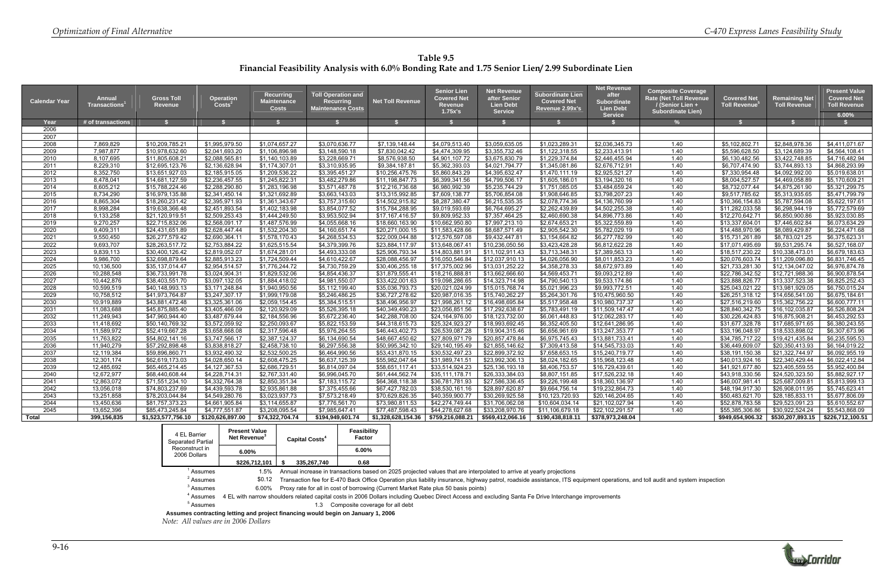**Table 9.5**
**Financial Feasibility Analysis with 6.0% Bonding Rate and 1.75 Senior Lien/ 2.99 Subordinate Lien**

| Calendar Year | Annual Transactions[1] | Gross Toll Revenue | Operation Costs[2] | Recurring Maintenance Costs | Toll Operation and Recurring Maintenance Costs | Net Toll Revenue | Senior Lien Covered Net Revenue 1.75x's | Net Revenue after Senior Lien Debt Service | Subordinate Lien Covered Net Revenue 2.99x's | Net Revenue after Subordinate Lien Debt Service | Composite Coverage Rate (Net Toll Revenue / (Senior Lien + Subordinate Lien) | Covered Net Toll Revenue[5] | Remaining Net Toll Revenue | Present Value Covered Net Toll Revenue 6.00% |
|---|---|---|---|---|---|---|---|---|---|---|---|---|---|---|
| Year | # of transactions | $ | $ | $ | $ | $ | $ | $ | $ | $ | % | $ | $ | $ |
| 2006 | | | | | | | | | | | | | | |
| 2007 | | | | | | | | | | | | | | |
| 2008 | 7,869,829 | $10,209,785.21 | $1,995,979.50 | $1,074,657.27 | $3,070,636.77 | $7,139,148.44 | $4,079,513.40 | $3,059,635.05 | $1,023,289.31 | $2,036,345.73 | 1.40 | $5,102,802.71 | $2,848,978.36 | $4,411,071.67 |
| 2009 | 7,987,877 | $10,978,632.60 | $2,041,693.20 | $1,106,896.98 | $3,148,590.18 | $7,830,042.42 | $4,474,309.95 | $3,355,732.46 | $1,122,318.55 | $2,233,413.91 | 1.40 | $5,596,628.50 | $3,124,689.39 | $4,564,108.41 |
| 2010 | 8,107,695 | $11,805,608.21 | $2,088,565.81 | $1,140,103.89 | $3,228,669.71 | $8,576,938.50 | $4,901,107.72 | $3,675,830.79 | $1,229,374.84 | $2,446,455.94 | 1.40 | $6,130,482.56 | $3,422,748.85 | $4,716,482.94 |
| 2011 | 8,229,310 | $12,695,123.76 | $2,136,628.94 | $1,174,307.01 | $3,310,935.95 | $9,384,187.81 | $5,362,393.03 | $4,021,794.77 | $1,345,081.86 | $2,676,712.91 | 1.40 | $6,707,474.90 | $3,744,893.13 | $4,868,293.99 |
| 2012 | 8,352,750 | $13,651,927.03 | $2,185,915.05 | $1,209,536.22 | $3,395,451.27 | $10,256,475.76 | $5,860,843.29 | $4,395,632.47 | $1,470,111.19 | $2,925,521.27 | 1.40 | $7,330,954.48 | $4,092,992.00 | $5,019,638.01 |
| 2013 | 8,478,041 | $14,681,127.59 | $2,236,457.55 | $1,245,822.31 | $3,482,279.86 | $11,198,847.73 | $6,399,341.56 | $4,799,506.17 | $1,605,186.01 | $3,194,320.16 | 1.40 | $8,004,527.57 | $4,469,058.89 | $5,170,609.21 |
| 2014 | 8,605,212 | $15,788,224.46 | $2,288,290.80 | $1,283,196.98 | $3,571,487.78 | $12,216,736.68 | $6,980,992.39 | $5,235,744.29 | $1,751,085.05 | $3,484,659.24 | 1.40 | $8,732,077.44 | $4,875,261.90 | $5,321,299.75 |
| 2015 | 8,734,290 | $16,979,135.88 | $2,341,450.14 | $1,321,692.89 | $3,663,143.03 | $13,315,992.85 | $7,609,138.77 | $5,706,854.08 | $1,908,646.85 | $3,798,207.23 | 1.40 | $9,517,785.62 | $5,313,935.65 | $5,471,799.79 |
| 2016 | 8,865,304 | $18,260,231.42 | $2,395,971.93 | $1,361,343.67 | $3,757,315.60 | $14,502,915.82 | $8,287,380.47 | $6,215,535.35 | $2,078,774.36 | $4,136,760.99 | 1.40 | $10,366,154.83 | $5,787,594.08 | $5,622,197.61 |
| 2017 | 8,998,284 | $19,638,366.48 | $2,451,893.54 | $1,402,183.98 | $3,854,077.52 | $15,784,288.95 | $9,019,593.69 | $6,764,695.27 | $2,262,439.89 | $4,502,255.38 | 1.40 | $11,282,033.58 | $6,298,944.19 | $5,772,579.69 |
| 2018 | 9,133,258 | $21,120,919.51 | $2,509,253.43 | $1,444,249.50 | $3,953,502.94 | $17,167,416.57 | $9,809,952.33 | $7,357,464.25 | $2,460,690.38 | $4,896,773.86 | 1.40 | $12,270,642.71 | $6,850,900.86 | $5,923,030.85 |
| 2019 | 9,270,257 | $22,715,832.06 | $2,568,091.17 | $1,487,576.99 | $4,055,668.16 | $18,660,163.90 | $10,662,950.80 | $7,997,213.10 | $2,674,653.21 | $5,322,559.89 | 1.40 | $13,337,604.01 | $7,446,602.84 | $6,073,634.29 |
| 2020 | 9,409,311 | $24,431,651.89 | $2,628,447.44 | $1,532,204.30 | $4,160,651.74 | $20,271,000.15 | $11,583,428.66 | $8,687,571.49 | $2,905,542.30 | $5,782,029.19 | 1.40 | $14,488,970.96 | $8,089,429.87 | $6,224,471.68 |
| 2021 | 9,550,450 | $26,277,579.42 | $2,690,364.11 | $1,578,170.43 | $4,268,534.53 | $22,009,044.88 | $12,576,597.08 | $9,432,447.81 | $3,154,664.82 | $6,277,782.99 | 1.40 | $15,731,261.89 | $8,783,021.25 | $6,375,623.31 |
| 2022 | 9,693,707 | $28,263,517.72 | $2,753,884.22 | $1,625,515.54 | $4,379,399.76 | $23,884,117.97 | $13,648,067.41 | $10,236,050.56 | $3,423,428.28 | $6,812,622.28 | 1.40 | $17,071,495.69 | $9,531,295.74 | $6,527,168.07 |
| 2023 | 9,839,113 | $30,400,126.42 | $2,819,052.07 | $1,674,281.01 | $4,493,333.08 | $25,906,793.34 | $14,803,881.91 | $11,102,911.43 | $3,713,348.31 | $7,389,563.13 | 1.40 | $18,517,230.22 | $10,338,473.01 | $6,679,183.63 |
| 2024 | 9,986,700 | $32,698,879.64 | $2,885,913.23 | $1,724,509.44 | $4,610,422.67 | $28,088,456.97 | $16,050,546.84 | $12,037,910.13 | $4,026,056.90 | $8,011,853.23 | 1.40 | $20,076,603.74 | $11,209,096.80 | $6,831,746.45 |
| 2025 | 10,136,500 | $35,137,014.47 | $2,954,514.57 | $1,776,244.72 | $4,730,759.29 | $30,406,255.18 | $17,375,002.96 | $13,031,252.22 | $4,358,278.33 | $8,672,973.89 | 1.40 | $21,733,281.30 | $12,134,047.02 | $6,976,874.78 |
| 2026 | 10,288,548 | $36,733,991.78 | $3,024,904.31 | $1,829,532.06 | $4,854,436.37 | $31,879,555.41 | $18,216,888.81 | $13,662,666.60 | $4,569,453.71 | $9,093,212.89 | 1.40 | $22,786,342.52 | $12,721,988.36 | $6,900,878.54 |
| 2027 | 10,442,876 | $38,403,551.70 | $3,097,132.05 | $1,884,418.02 | $4,981,550.07 | $33,422,001.63 | $19,098,286.65 | $14,323,714.98 | $4,790,540.13 | $9,533,174.86 | 1.40 | $23,888,826.77 | $13,337,523.38 | $6,825,252.43 |
| 2028 | 10,599,519 | $40,148,993.13 | $3,171,248.84 | $1,940,950.56 | $5,112,199.40 | $35,036,793.73 | $20,021,024.99 | $15,015,768.74 | $5,021,996.23 | $9,993,772.51 | 1.40 | $25,043,021.22 | $13,981,929.05 | $6,750,015.24 |
| 2029 | 10,758,512 | $41,973,764.87 | $3,247,307.17 | $1,999,179.08 | $5,246,486.25 | $36,727,278.62 | $20,987,016.35 | $15,740,262.27 | $5,264,301.76 | $10,475,960.50 | 1.40 | $26,251,318.12 | $14,656,541.00 | $6,675,184.61 |
| 2030 | 10,919,889 | $43,881,472.48 | $3,325,361.06 | $2,059,154.45 | $5,384,515.51 | $38,496,956.97 | $21,998,261.12 | $16,498,695.84 | $5,517,958.48 | $10,980,737.37 | 1.40 | $27,516,219.60 | $15,362,756.22 | $6,600,777.11 |
| 2031 | 11,083,688 | $45,875,885.40 | $3,405,466.09 | $2,120,929.09 | $5,526,395.18 | $40,349,490.23 | $23,056,851.56 | $17,292,638.67 | $5,783,491.19 | $11,509,147.47 | 1.40 | $28,840,342.75 | $16,102,035.87 | $6,526,808.24 |
| 2032 | 11,249,943 | $47,960,944.40 | $3,487,679.44 | $2,184,556.96 | $5,672,236.40 | $42,288,708.00 | $24,164,976.00 | $18,123,732.00 | $6,061,448.83 | $12,062,283.17 | 1.40 | $30,226,424.83 | $16,875,908.21 | $6,453,292.53 |
| 2033 | 11,418,692 | $50,140,769.32 | $3,572,059.92 | $2,250,093.67 | $5,822,153.59 | $44,318,615.73 | $25,324,923.27 | $18,993,692.45 | $6,352,405.50 | $12,641,286.95 | 1.40 | $31,677,328.78 | $17,685,971.65 | $6,380,243.55 |
| 2034 | 11,589,972 | $52,419,667.28 | $3,658,668.08 | $2,317,596.48 | $5,976,264.55 | $46,443,402.73 | $26,539,087.28 | $19,904,315.46 | $6,656,961.69 | $13,247,353.77 | 1.40 | $33,196,048.97 | $18,533,898.02 | $6,307,673.96 |
| 2035 | 11,763,822 | $54,802,141.16 | $3,747,566.17 | $2,387,124.37 | $6,134,690.54 | $48,667,450.62 | $27,809,971.79 | $20,857,478.84 | $6,975,745.43 | $13,881,733.41 | 1.40 | $34,785,717.22 | $19,421,435.84 | $6,235,595.53 |
| 2036 | 11,940,279 | $57,292,898.48 | $3,838,818.27 | $2,458,738.10 | $6,297,556.38 | $50,995,342.10 | $29,140,195.49 | $21,855,146.62 | $7,309,413.58 | $14,545,733.03 | 1.40 | $36,449,609.07 | $20,350,413.93 | $6,164,019.22 |
| 2037 | 12,119,384 | $59,896,860.71 | $3,932,490.32 | $2,532,500.25 | $6,464,990.56 | $53,431,870.15 | $30,532,497.23 | $22,899,372.92 | $7,658,653.15 | $15,240,719.77 | 1.40 | $38,191,150.38 | $21,322,744.97 | $6,092,955.19 |
| 2038 | 12,301,174 | $62,619,173.03 | $4,028,650.14 | $2,608,475.25 | $6,637,125.39 | $55,982,047.64 | $31,989,741.51 | $23,992,306.13 | $8,024,182.65 | $15,968,123.48 | 1.40 | $40,013,924.16 | $22,340,429.44 | $6,022,412.84 |
| 2039 | 12,485,692 | $65,465,214.45 | $4,127,367.53 | $2,686,729.51 | $6,814,097.04 | $58,651,117.41 | $33,514,924.23 | $25,136,193.18 | $8,406,753.57 | $16,729,439.61 | 1.40 | $41,921,677.80 | $23,405,559.55 | $5,952,400.84 |
| 2040 | 12,672,977 | $68,440,608.44 | $4,228,714.31 | $2,767,331.40 | $6,996,045.70 | $61,444,562.74 | $35,111,178.71 | $26,333,384.03 | $8,807,151.85 | $17,526,232.18 | 1.40 | $43,918,330.56 | $24,520,323.50 | $5,882,927.17 |
| 2041 | 12,863,072 | $71,551,234.10 | $4,332,764.38 | $2,850,351.34 | $7,183,115.72 | $64,368,118.38 | $36,781,781.93 | $27,586,336.45 | $9,226,199.48 | $18,360,136.97 | 1.40 | $46,007,981.41 | $25,687,009.81 | $5,813,999.13 |
| 2042 | 13,056,018 | $74,803,237.69 | $4,439,593.78 | $2,935,861.88 | $7,375,455.66 | $67,427,782.03 | $38,530,161.16 | $28,897,620.87 | $9,664,756.14 | $19,232,864.73 | 1.40 | $48,194,917.30 | $26,908,011.95 | $5,745,623.41 |
| 2043 | 13,251,858 | $78,203,044.84 | $4,549,280.76 | $3,023,937.73 | $7,573,218.49 | $70,629,826.35 | $40,359,900.77 | $30,269,925.58 | $10,123,720.93 | $20,146,204.65 | 1.40 | $50,483,621.70 | $28,185,833.11 | $5,677,806.09 |
| 2044 | 13,450,636 | $81,757,373.23 | $4,661,905.84 | $3,114,655.87 | $7,776,561.70 | $73,980,811.53 | $42,274,749.44 | $31,706,062.08 | $10,604,034.14 | $21,102,027.94 | 1.40 | $52,878,783.58 | $29,523,091.23 | $5,610,552.67 |
| 2045 | 13,652,396 | $85,473,245.84 | $4,777,551.87 | $3,208,095.54 | $7,985,647.41 | $77,487,598.43 | $44,278,627.68 | $33,208,970.76 | $11,106,679.18 | $22,102,291.57 | 1.40 | $55,385,306.86 | $30,922,524.24 | $5,543,868.09 |
| Total | 399,156,835 | $1,523,577,756.10 | $120,626,897.00 | $74,322,704.74 | $194,949,601.74 | $1,328,628,154.36 | $759,216,088.21 | $569,412,066.16 | $190,438,818.11 | $378,973,248.04 | | $949,654,906.32 | $530,207,893.15 | $226,712,100.51 |

| 4 EL Barrier Separated Partial Reconstruct in 2006 Dollars | Present Value Net Revenue[3] | Capital Costs[4] | Feasibility Factor |
|---|---|---|---|
| | 6.00% | | 6.00% |
| | $226,712,101 | $ 335,267,740 | 0.68 |

[1] Assumes 1.5% Annual increase in transactions based on 2025 projected values that are interpolated to arrive at yearly projections

[2] Assumes $0.12 Transaction fee for E-470 Back Office Operation plus liability insurance, highway patrol, roadside assistance, ITS equipment operations, and toll audit and system inspection

[3] Assumes 6.00% Proxy rate for all in cost of borrowing (Current Market Rate plus 50 basis points)

[4] Assumes 4 EL with narrow shoulders related capital costs in 2006 Dollars including Quebec Direct Access and excluding Santa Fe Drive Interchange improvements

[5] Assumes 1.3 Composite coverage for all debt

**Assumes contracting letting and project financing would begin on January 1, 2006**

*Note: All values are in 2006 Dollars*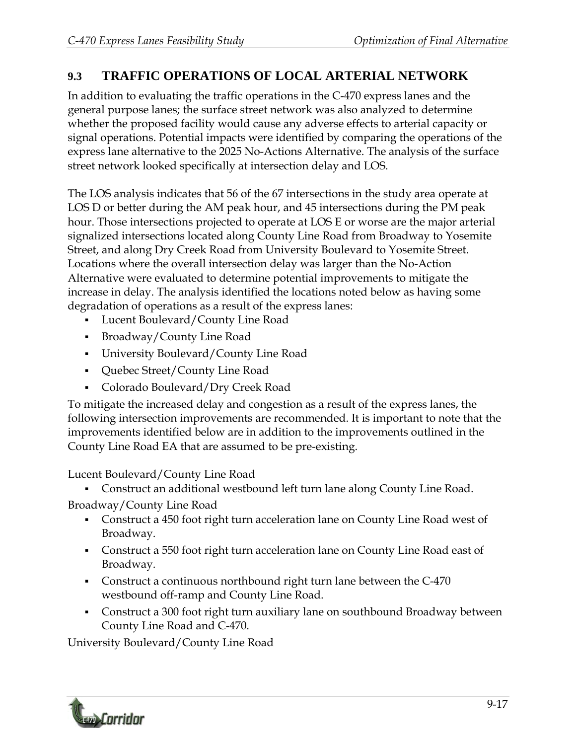## 9.3 TRAFFIC OPERATIONS OF LOCAL ARTERIAL NETWORK

In addition to evaluating the traffic operations in the C-470 express lanes and the general purpose lanes; the surface street network was also analyzed to determine whether the proposed facility would cause any adverse effects to arterial capacity or signal operations. Potential impacts were identified by comparing the operations of the express lane alternative to the 2025 No-Actions Alternative. The analysis of the surface street network looked specifically at intersection delay and LOS.

The LOS analysis indicates that 56 of the 67 intersections in the study area operate at LOS D or better during the AM peak hour, and 45 intersections during the PM peak hour. Those intersections projected to operate at LOS E or worse are the major arterial signalized intersections located along County Line Road from Broadway to Yosemite Street, and along Dry Creek Road from University Boulevard to Yosemite Street. Locations where the overall intersection delay was larger than the No-Action Alternative were evaluated to determine potential improvements to mitigate the increase in delay. The analysis identified the locations noted below as having some degradation of operations as a result of the express lanes:

- Lucent Boulevard/County Line Road
- Broadway/County Line Road
- University Boulevard/County Line Road
- Quebec Street/County Line Road
- Colorado Boulevard/Dry Creek Road

To mitigate the increased delay and congestion as a result of the express lanes, the following intersection improvements are recommended. It is important to note that the improvements identified below are in addition to the improvements outlined in the County Line Road EA that are assumed to be pre-existing.

Lucent Boulevard/County Line Road

- Construct an additional westbound left turn lane along County Line Road.

Broadway/County Line Road

- Construct a 450 foot right turn acceleration lane on County Line Road west of Broadway.
- Construct a 550 foot right turn acceleration lane on County Line Road east of Broadway.
- Construct a continuous northbound right turn lane between the C-470 westbound off-ramp and County Line Road.
- Construct a 300 foot right turn auxiliary lane on southbound Broadway between County Line Road and C-470.

University Boulevard/County Line Road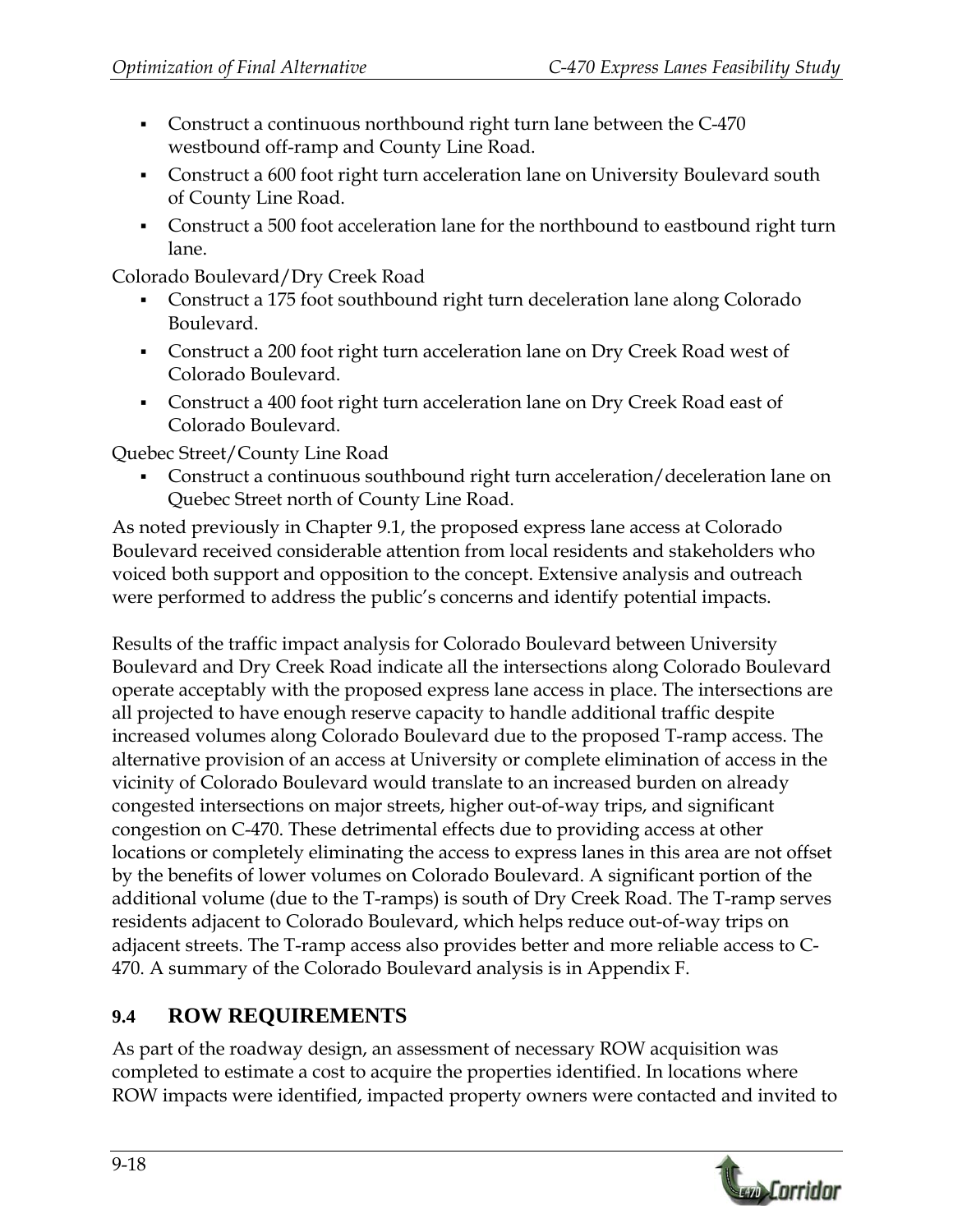- Construct a continuous northbound right turn lane between the C-470 westbound off-ramp and County Line Road.
- Construct a 600 foot right turn acceleration lane on University Boulevard south of County Line Road.
- Construct a 500 foot acceleration lane for the northbound to eastbound right turn lane.

Colorado Boulevard/Dry Creek Road

- Construct a 175 foot southbound right turn deceleration lane along Colorado Boulevard.
- Construct a 200 foot right turn acceleration lane on Dry Creek Road west of Colorado Boulevard.
- Construct a 400 foot right turn acceleration lane on Dry Creek Road east of Colorado Boulevard.

Quebec Street/County Line Road

- Construct a continuous southbound right turn acceleration/deceleration lane on Quebec Street north of County Line Road.

As noted previously in Chapter 9.1, the proposed express lane access at Colorado Boulevard received considerable attention from local residents and stakeholders who voiced both support and opposition to the concept. Extensive analysis and outreach were performed to address the public's concerns and identify potential impacts.

Results of the traffic impact analysis for Colorado Boulevard between University Boulevard and Dry Creek Road indicate all the intersections along Colorado Boulevard operate acceptably with the proposed express lane access in place. The intersections are all projected to have enough reserve capacity to handle additional traffic despite increased volumes along Colorado Boulevard due to the proposed T-ramp access. The alternative provision of an access at University or complete elimination of access in the vicinity of Colorado Boulevard would translate to an increased burden on already congested intersections on major streets, higher out-of-way trips, and significant congestion on C-470. These detrimental effects due to providing access at other locations or completely eliminating the access to express lanes in this area are not offset by the benefits of lower volumes on Colorado Boulevard. A significant portion of the additional volume (due to the T-ramps) is south of Dry Creek Road. The T-ramp serves residents adjacent to Colorado Boulevard, which helps reduce out-of-way trips on adjacent streets. The T-ramp access also provides better and more reliable access to C-470. A summary of the Colorado Boulevard analysis is in Appendix F.

## 9.4 ROW REQUIREMENTS

As part of the roadway design, an assessment of necessary ROW acquisition was completed to estimate a cost to acquire the properties identified. In locations where ROW impacts were identified, impacted property owners were contacted and invited to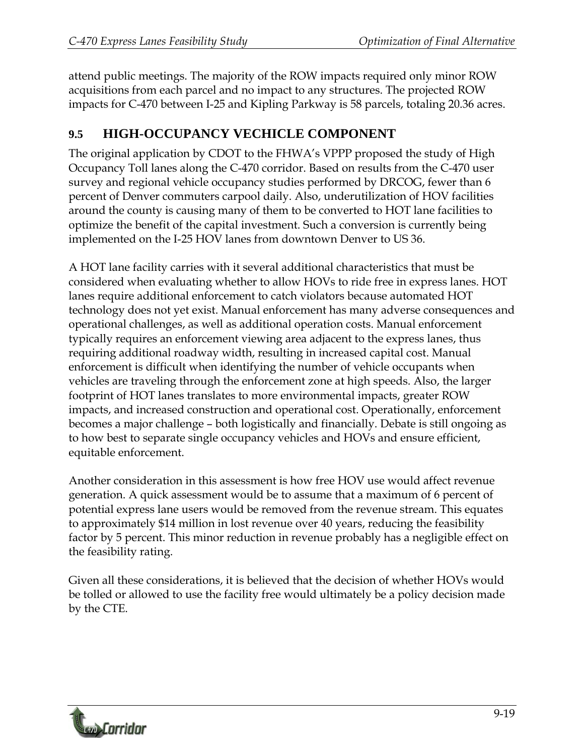attend public meetings. The majority of the ROW impacts required only minor ROW acquisitions from each parcel and no impact to any structures. The projected ROW impacts for C-470 between I-25 and Kipling Parkway is 58 parcels, totaling 20.36 acres.

## 9.5 HIGH-OCCUPANCY VECHICLE COMPONENT

The original application by CDOT to the FHWA's VPPP proposed the study of High Occupancy Toll lanes along the C-470 corridor. Based on results from the C-470 user survey and regional vehicle occupancy studies performed by DRCOG, fewer than 6 percent of Denver commuters carpool daily. Also, underutilization of HOV facilities around the county is causing many of them to be converted to HOT lane facilities to optimize the benefit of the capital investment. Such a conversion is currently being implemented on the I-25 HOV lanes from downtown Denver to US 36.

A HOT lane facility carries with it several additional characteristics that must be considered when evaluating whether to allow HOVs to ride free in express lanes. HOT lanes require additional enforcement to catch violators because automated HOT technology does not yet exist. Manual enforcement has many adverse consequences and operational challenges, as well as additional operation costs. Manual enforcement typically requires an enforcement viewing area adjacent to the express lanes, thus requiring additional roadway width, resulting in increased capital cost. Manual enforcement is difficult when identifying the number of vehicle occupants when vehicles are traveling through the enforcement zone at high speeds. Also, the larger footprint of HOT lanes translates to more environmental impacts, greater ROW impacts, and increased construction and operational cost. Operationally, enforcement becomes a major challenge – both logistically and financially. Debate is still ongoing as to how best to separate single occupancy vehicles and HOVs and ensure efficient, equitable enforcement.

Another consideration in this assessment is how free HOV use would affect revenue generation. A quick assessment would be to assume that a maximum of 6 percent of potential express lane users would be removed from the revenue stream. This equates to approximately $14 million in lost revenue over 40 years, reducing the feasibility factor by 5 percent. This minor reduction in revenue probably has a negligible effect on the feasibility rating.

Given all these considerations, it is believed that the decision of whether HOVs would be tolled or allowed to use the facility free would ultimately be a policy decision made by the CTE.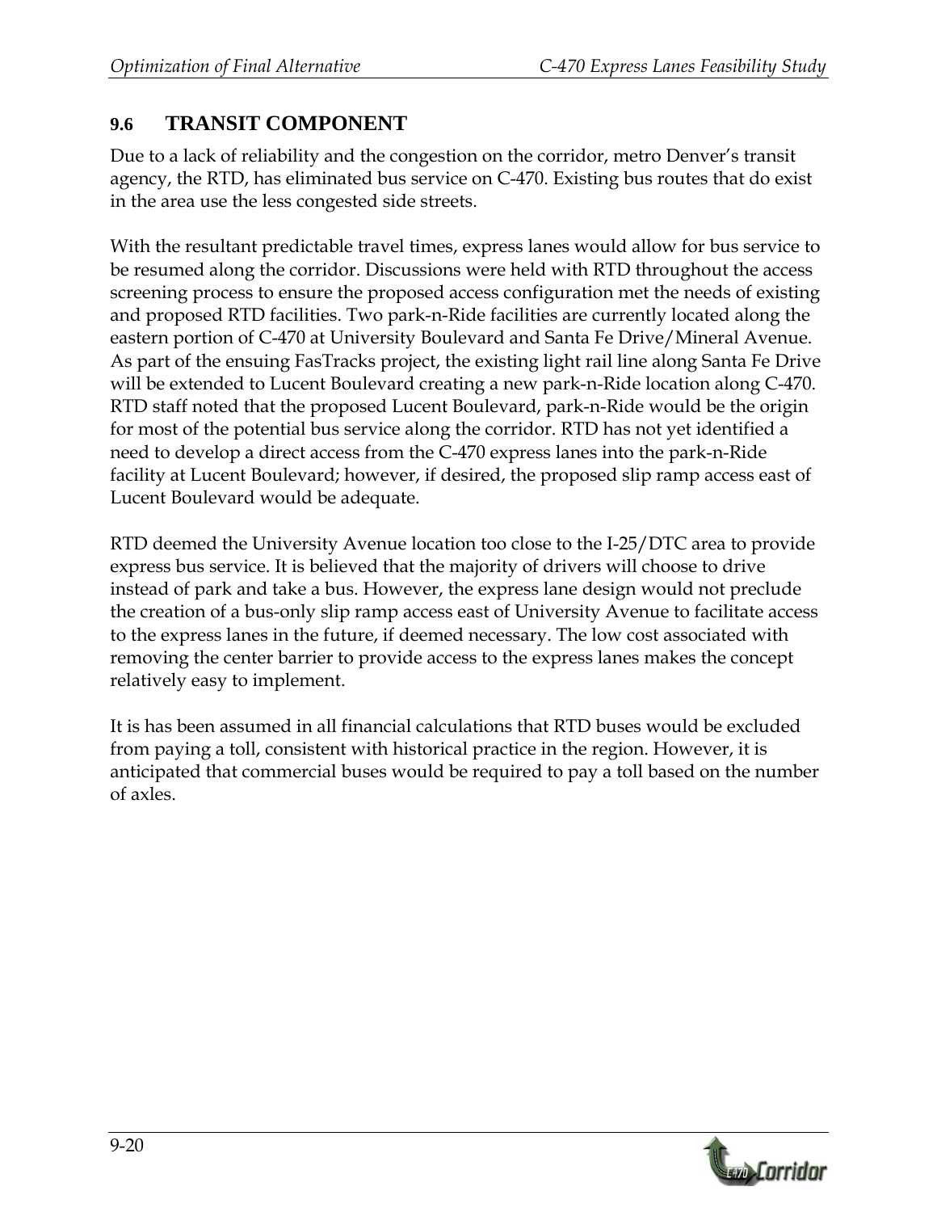## 9.6 TRANSIT COMPONENT

Due to a lack of reliability and the congestion on the corridor, metro Denver's transit agency, the RTD, has eliminated bus service on C-470. Existing bus routes that do exist in the area use the less congested side streets.

With the resultant predictable travel times, express lanes would allow for bus service to be resumed along the corridor. Discussions were held with RTD throughout the access screening process to ensure the proposed access configuration met the needs of existing and proposed RTD facilities. Two park-n-Ride facilities are currently located along the eastern portion of C-470 at University Boulevard and Santa Fe Drive/Mineral Avenue. As part of the ensuing FasTracks project, the existing light rail line along Santa Fe Drive will be extended to Lucent Boulevard creating a new park-n-Ride location along C-470. RTD staff noted that the proposed Lucent Boulevard, park-n-Ride would be the origin for most of the potential bus service along the corridor. RTD has not yet identified a need to develop a direct access from the C-470 express lanes into the park-n-Ride facility at Lucent Boulevard; however, if desired, the proposed slip ramp access east of Lucent Boulevard would be adequate.

RTD deemed the University Avenue location too close to the I-25/DTC area to provide express bus service. It is believed that the majority of drivers will choose to drive instead of park and take a bus. However, the express lane design would not preclude the creation of a bus-only slip ramp access east of University Avenue to facilitate access to the express lanes in the future, if deemed necessary. The low cost associated with removing the center barrier to provide access to the express lanes makes the concept relatively easy to implement.

It is has been assumed in all financial calculations that RTD buses would be excluded from paying a toll, consistent with historical practice in the region. However, it is anticipated that commercial buses would be required to pay a toll based on the number of axles.